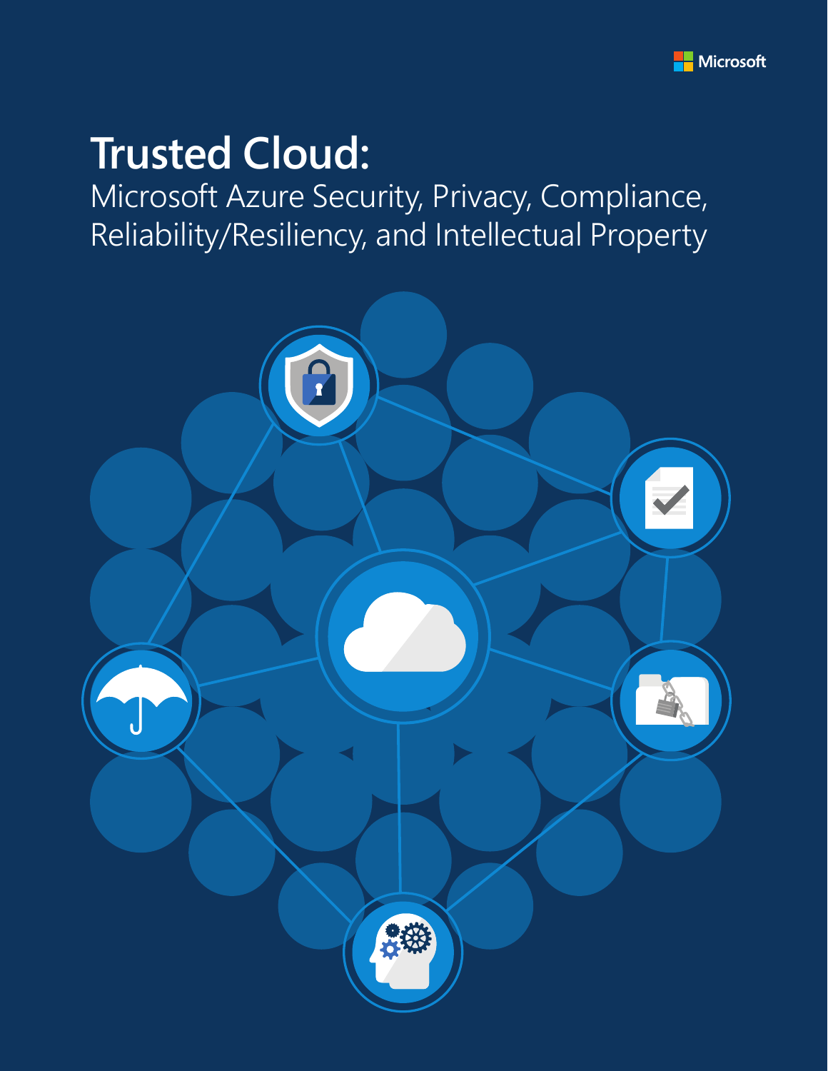Microsoft

# Trusted Cloud:

Microsoft Azure Security, Privacy, Compliance, Reliability/Resiliency, and Intellectual Property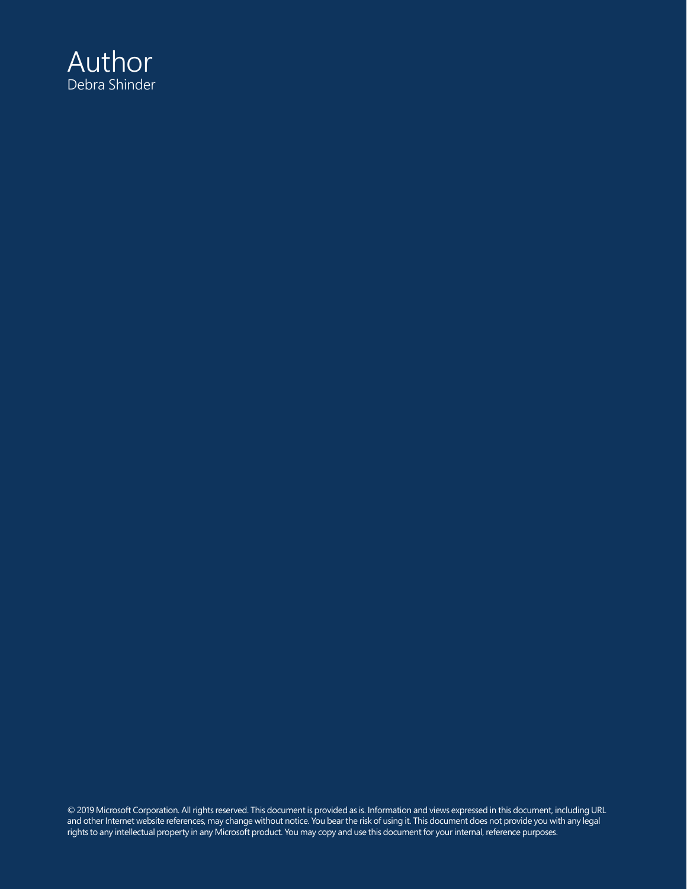# Author

Debra Shinder

© 2019 Microsoft Corporation. All rights reserved. This document is provided as is. Information and views expressed in this document, including URL and other Internet website references, may change without notice. You bear the risk of using it. This document does not provide you with any legal rights to any intellectual property in any Microsoft product. You may copy and use this document for your internal, reference purposes.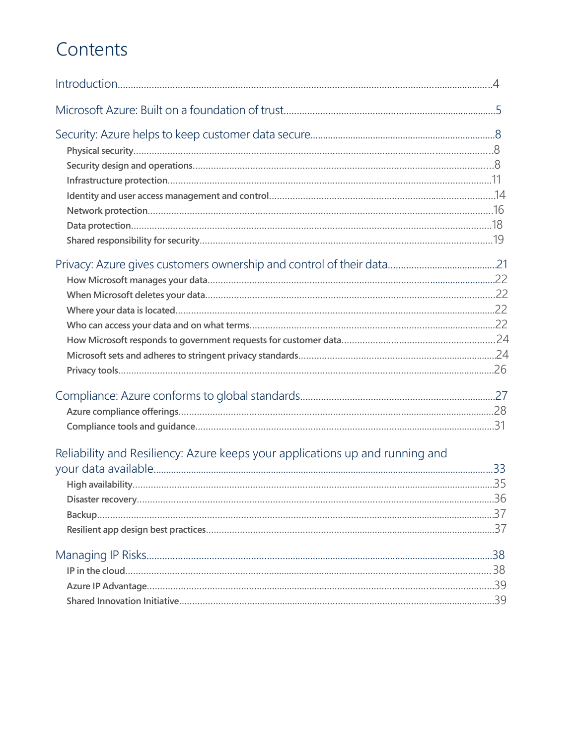# Contents

Introduction....4

Microsoft Azure: Built on a foundation of trust....5

Security: Azure helps to keep customer data secure....8

- Physical security....8
- Security design and operations....8
- Infrastructure protection....11
- Identity and user access management and control....14
- Network protection....16
- Data protection....18
- Shared responsibility for security....19

Privacy: Azure gives customers ownership and control of their data....21

- How Microsoft manages your data....22
- When Microsoft deletes your data....22
- Where your data is located....22
- Who can access your data and on what terms....22
- How Microsoft responds to government requests for customer data....24
- Microsoft sets and adheres to stringent privacy standards....24
- Privacy tools....26

Compliance: Azure conforms to global standards....27

- Azure compliance offerings....28
- Compliance tools and guidance....31

Reliability and Resiliency: Azure keeps your applications up and running and your data available....33

- High availability....35
- Disaster recovery....36
- Backup....37
- Resilient app design best practices....37

Managing IP Risks....38

- IP in the cloud....38
- Azure IP Advantage....39
- Shared Innovation Initiative....39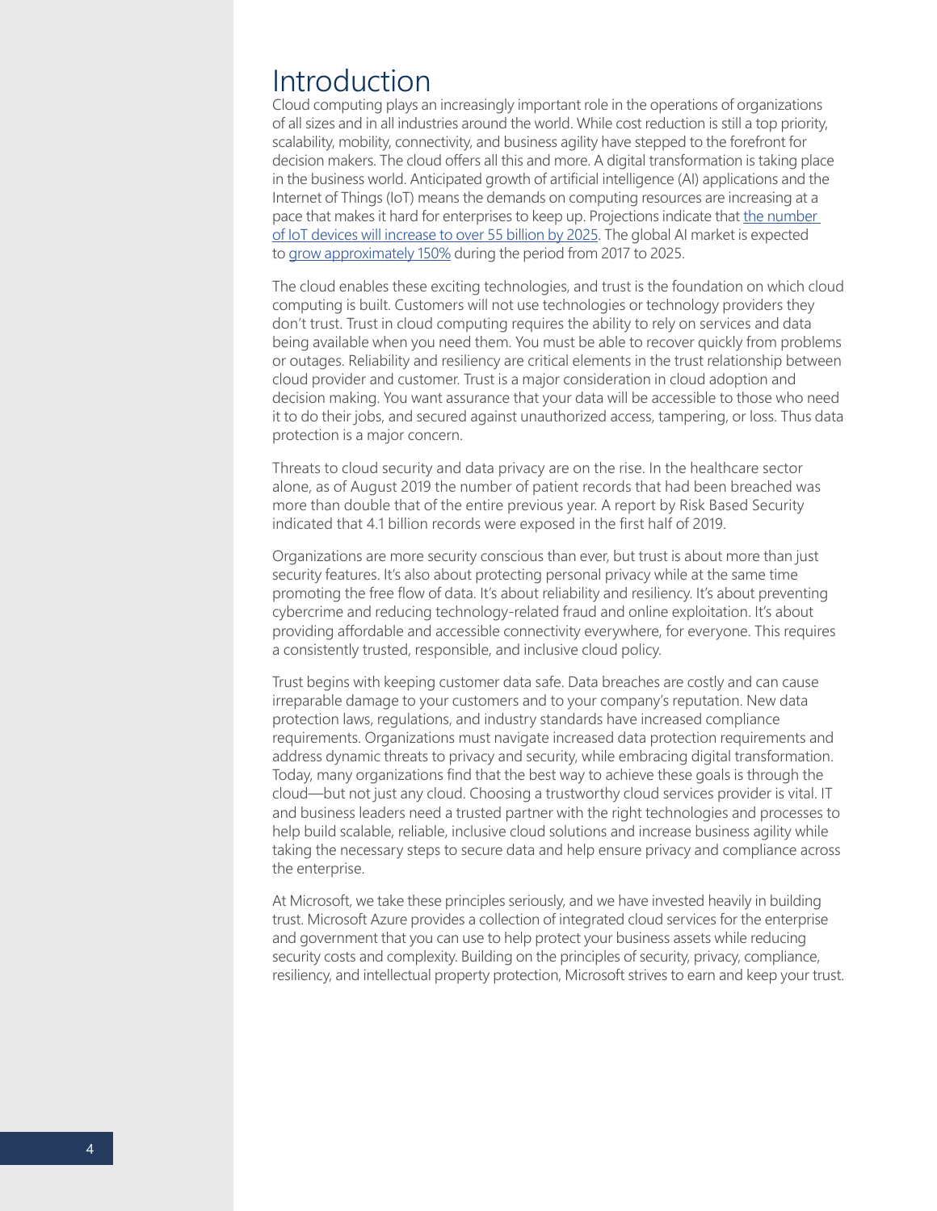# Introduction

Cloud computing plays an increasingly important role in the operations of organizations of all sizes and in all industries around the world. While cost reduction is still a top priority, scalability, mobility, connectivity, and business agility have stepped to the forefront for decision makers. The cloud offers all this and more. A digital transformation is taking place in the business world. Anticipated growth of artificial intelligence (AI) applications and the Internet of Things (IoT) means the demands on computing resources are increasing at a pace that makes it hard for enterprises to keep up. Projections indicate that the number of IoT devices will increase to over 55 billion by 2025. The global AI market is expected to grow approximately 150% during the period from 2017 to 2025.

The cloud enables these exciting technologies, and trust is the foundation on which cloud computing is built. Customers will not use technologies or technology providers they don't trust. Trust in cloud computing requires the ability to rely on services and data being available when you need them. You must be able to recover quickly from problems or outages. Reliability and resiliency are critical elements in the trust relationship between cloud provider and customer. Trust is a major consideration in cloud adoption and decision making. You want assurance that your data will be accessible to those who need it to do their jobs, and secured against unauthorized access, tampering, or loss. Thus data protection is a major concern.

Threats to cloud security and data privacy are on the rise. In the healthcare sector alone, as of August 2019 the number of patient records that had been breached was more than double that of the entire previous year. A report by Risk Based Security indicated that 4.1 billion records were exposed in the first half of 2019.

Organizations are more security conscious than ever, but trust is about more than just security features. It's also about protecting personal privacy while at the same time promoting the free flow of data. It's about reliability and resiliency. It's about preventing cybercrime and reducing technology-related fraud and online exploitation. It's about providing affordable and accessible connectivity everywhere, for everyone. This requires a consistently trusted, responsible, and inclusive cloud policy.

Trust begins with keeping customer data safe. Data breaches are costly and can cause irreparable damage to your customers and to your company's reputation. New data protection laws, regulations, and industry standards have increased compliance requirements. Organizations must navigate increased data protection requirements and address dynamic threats to privacy and security, while embracing digital transformation. Today, many organizations find that the best way to achieve these goals is through the cloud—but not just any cloud. Choosing a trustworthy cloud services provider is vital. IT and business leaders need a trusted partner with the right technologies and processes to help build scalable, reliable, inclusive cloud solutions and increase business agility while taking the necessary steps to secure data and help ensure privacy and compliance across the enterprise.

At Microsoft, we take these principles seriously, and we have invested heavily in building trust. Microsoft Azure provides a collection of integrated cloud services for the enterprise and government that you can use to help protect your business assets while reducing security costs and complexity. Building on the principles of security, privacy, compliance, resiliency, and intellectual property protection, Microsoft strives to earn and keep your trust.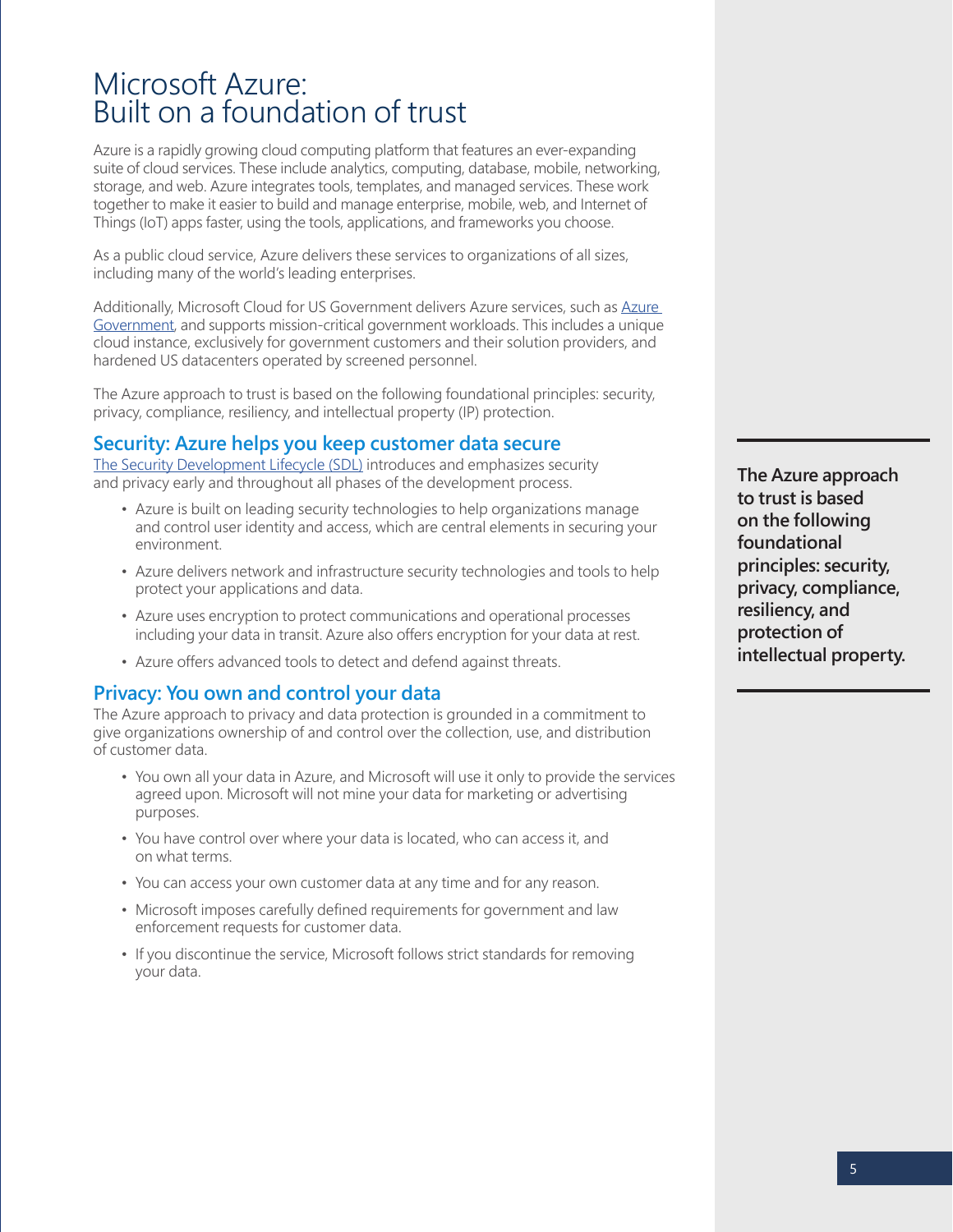# Microsoft Azure: Built on a foundation of trust

Azure is a rapidly growing cloud computing platform that features an ever-expanding suite of cloud services. These include analytics, computing, database, mobile, networking, storage, and web. Azure integrates tools, templates, and managed services. These work together to make it easier to build and manage enterprise, mobile, web, and Internet of Things (IoT) apps faster, using the tools, applications, and frameworks you choose.

As a public cloud service, Azure delivers these services to organizations of all sizes, including many of the world's leading enterprises.

Additionally, Microsoft Cloud for US Government delivers Azure services, such as Azure Government, and supports mission-critical government workloads. This includes a unique cloud instance, exclusively for government customers and their solution providers, and hardened US datacenters operated by screened personnel.

The Azure approach to trust is based on the following foundational principles: security, privacy, compliance, resiliency, and intellectual property (IP) protection.

## Security: Azure helps you keep customer data secure

The Security Development Lifecycle (SDL) introduces and emphasizes security and privacy early and throughout all phases of the development process.

- Azure is built on leading security technologies to help organizations manage and control user identity and access, which are central elements in securing your environment.
- Azure delivers network and infrastructure security technologies and tools to help protect your applications and data.
- Azure uses encryption to protect communications and operational processes including your data in transit. Azure also offers encryption for your data at rest.
- Azure offers advanced tools to detect and defend against threats.

## Privacy: You own and control your data

The Azure approach to privacy and data protection is grounded in a commitment to give organizations ownership of and control over the collection, use, and distribution of customer data.

- You own all your data in Azure, and Microsoft will use it only to provide the services agreed upon. Microsoft will not mine your data for marketing or advertising purposes.
- You have control over where your data is located, who can access it, and on what terms.
- You can access your own customer data at any time and for any reason.
- Microsoft imposes carefully defined requirements for government and law enforcement requests for customer data.
- If you discontinue the service, Microsoft follows strict standards for removing your data.

**The Azure approach to trust is based on the following foundational principles: security, privacy, compliance, resiliency, and protection of intellectual property.**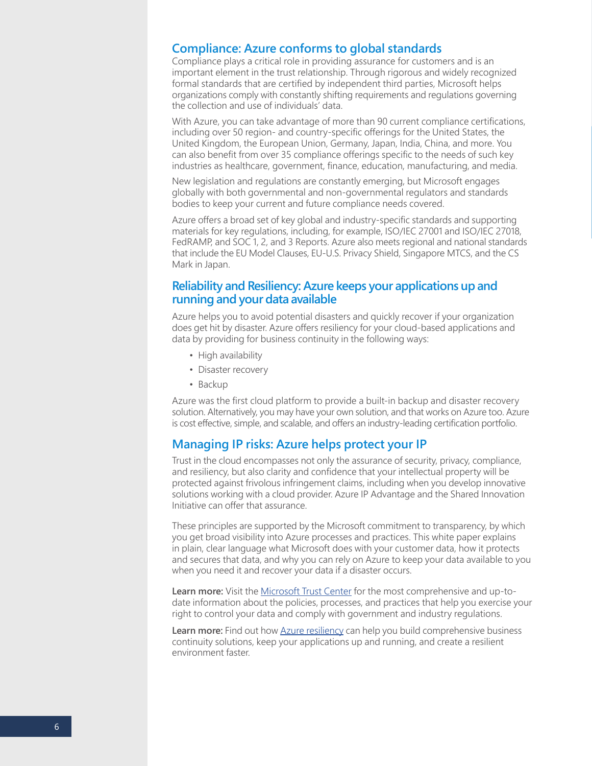## Compliance: Azure conforms to global standards

Compliance plays a critical role in providing assurance for customers and is an important element in the trust relationship. Through rigorous and widely recognized formal standards that are certified by independent third parties, Microsoft helps organizations comply with constantly shifting requirements and regulations governing the collection and use of individuals' data.

With Azure, you can take advantage of more than 90 current compliance certifications, including over 50 region- and country-specific offerings for the United States, the United Kingdom, the European Union, Germany, Japan, India, China, and more. You can also benefit from over 35 compliance offerings specific to the needs of such key industries as healthcare, government, finance, education, manufacturing, and media.

New legislation and regulations are constantly emerging, but Microsoft engages globally with both governmental and non-governmental regulators and standards bodies to keep your current and future compliance needs covered.

Azure offers a broad set of key global and industry-specific standards and supporting materials for key regulations, including, for example, ISO/IEC 27001 and ISO/IEC 27018, FedRAMP, and SOC 1, 2, and 3 Reports. Azure also meets regional and national standards that include the EU Model Clauses, EU-U.S. Privacy Shield, Singapore MTCS, and the CS Mark in Japan.

## Reliability and Resiliency: Azure keeps your applications up and running and your data available

Azure helps you to avoid potential disasters and quickly recover if your organization does get hit by disaster. Azure offers resiliency for your cloud-based applications and data by providing for business continuity in the following ways:

- High availability
- Disaster recovery
- Backup

Azure was the first cloud platform to provide a built-in backup and disaster recovery solution. Alternatively, you may have your own solution, and that works on Azure too. Azure is cost effective, simple, and scalable, and offers an industry-leading certification portfolio.

## Managing IP risks: Azure helps protect your IP

Trust in the cloud encompasses not only the assurance of security, privacy, compliance, and resiliency, but also clarity and confidence that your intellectual property will be protected against frivolous infringement claims, including when you develop innovative solutions working with a cloud provider. Azure IP Advantage and the Shared Innovation Initiative can offer that assurance.

These principles are supported by the Microsoft commitment to transparency, by which you get broad visibility into Azure processes and practices. This white paper explains in plain, clear language what Microsoft does with your customer data, how it protects and secures that data, and why you can rely on Azure to keep your data available to you when you need it and recover your data if a disaster occurs.

**Learn more:** Visit the Microsoft Trust Center for the most comprehensive and up-to-date information about the policies, processes, and practices that help you exercise your right to control your data and comply with government and industry regulations.

**Learn more:** Find out how Azure resiliency can help you build comprehensive business continuity solutions, keep your applications up and running, and create a resilient environment faster.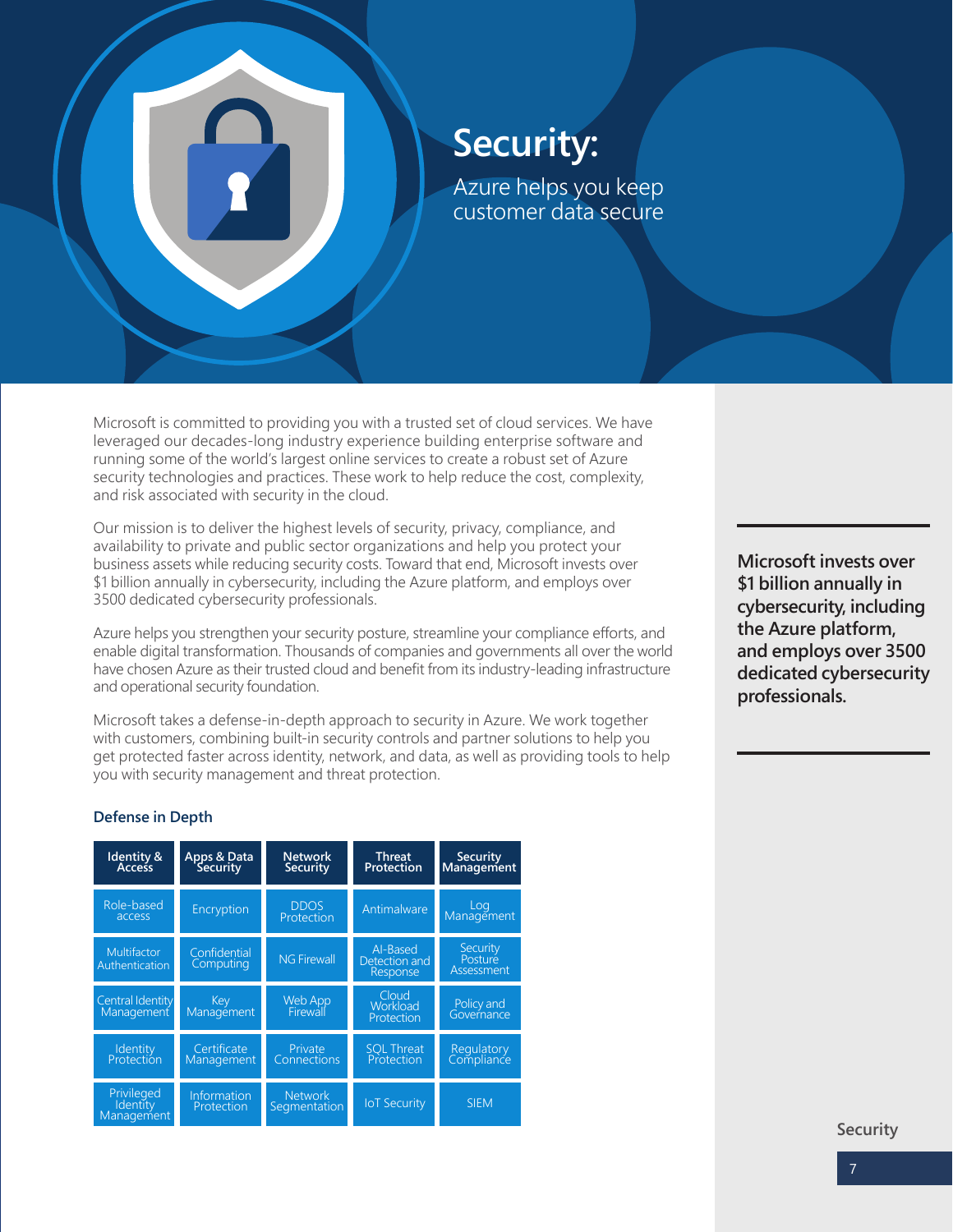# Security:

Azure helps you keep customer data secure

Microsoft is committed to providing you with a trusted set of cloud services. We have leveraged our decades-long industry experience building enterprise software and running some of the world's largest online services to create a robust set of Azure security technologies and practices. These work to help reduce the cost, complexity, and risk associated with security in the cloud.

Our mission is to deliver the highest levels of security, privacy, compliance, and availability to private and public sector organizations and help you protect your business assets while reducing security costs. Toward that end, Microsoft invests over $1 billion annually in cybersecurity, including the Azure platform, and employs over 3500 dedicated cybersecurity professionals.

Azure helps you strengthen your security posture, streamline your compliance efforts, and enable digital transformation. Thousands of companies and governments all over the world have chosen Azure as their trusted cloud and benefit from its industry-leading infrastructure and operational security foundation.

Microsoft takes a defense-in-depth approach to security in Azure. We work together with customers, combining built-in security controls and partner solutions to help you get protected faster across identity, network, and data, as well as providing tools to help you with security management and threat protection.

**Microsoft invests over $1 billion annually in cybersecurity, including the Azure platform, and employs over 3500 dedicated cybersecurity professionals.**

### Defense in Depth

| Identity & Access | Apps & Data Security | Network Security | Threat Protection | Security Management |
|---|---|---|---|---|
| Role-based access | Encryption | DDOS Protection | Antimalware | Log Management |
| Multifactor Authentication | Confidential Computing | NG Firewall | AI-Based Detection and Response | Security Posture Assessment |
| Central Identity Management | Key Management | Web App Firewall | Cloud Workload Protection | Policy and Governance |
| Identity Protection | Certificate Management | Private Connections | SQL Threat Protection | Regulatory Compliance |
| Privileged Identity Management | Information Protection | Network Segmentation | IoT Security | SIEM |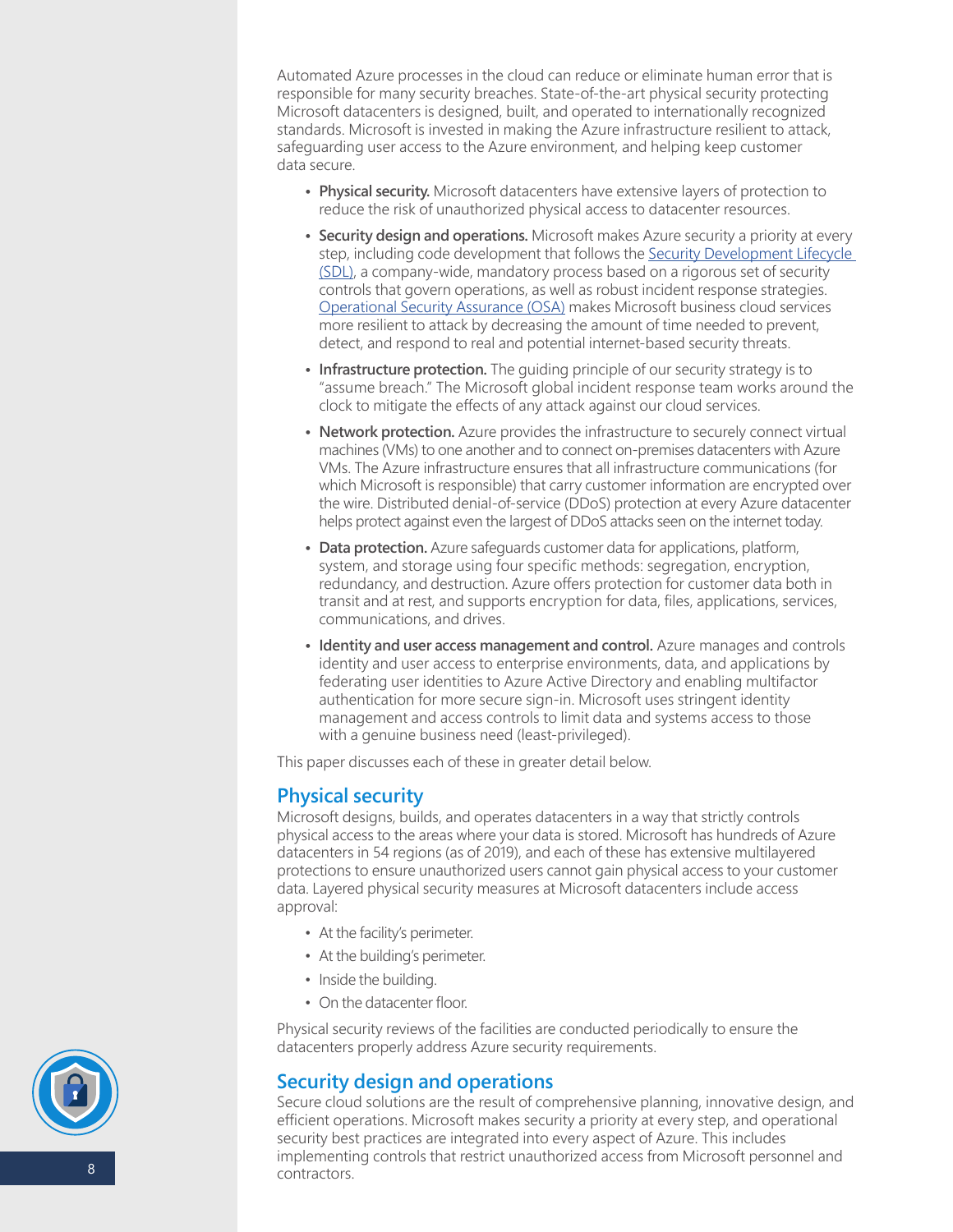Automated Azure processes in the cloud can reduce or eliminate human error that is responsible for many security breaches. State-of-the-art physical security protecting Microsoft datacenters is designed, built, and operated to internationally recognized standards. Microsoft is invested in making the Azure infrastructure resilient to attack, safeguarding user access to the Azure environment, and helping keep customer data secure.

- **Physical security.** Microsoft datacenters have extensive layers of protection to reduce the risk of unauthorized physical access to datacenter resources.
- **Security design and operations.** Microsoft makes Azure security a priority at every step, including code development that follows the Security Development Lifecycle (SDL), a company-wide, mandatory process based on a rigorous set of security controls that govern operations, as well as robust incident response strategies. Operational Security Assurance (OSA) makes Microsoft business cloud services more resilient to attack by decreasing the amount of time needed to prevent, detect, and respond to real and potential internet-based security threats.
- **Infrastructure protection.** The guiding principle of our security strategy is to "assume breach." The Microsoft global incident response team works around the clock to mitigate the effects of any attack against our cloud services.
- **Network protection.** Azure provides the infrastructure to securely connect virtual machines (VMs) to one another and to connect on-premises datacenters with Azure VMs. The Azure infrastructure ensures that all infrastructure communications (for which Microsoft is responsible) that carry customer information are encrypted over the wire. Distributed denial-of-service (DDoS) protection at every Azure datacenter helps protect against even the largest of DDoS attacks seen on the internet today.
- **Data protection.** Azure safeguards customer data for applications, platform, system, and storage using four specific methods: segregation, encryption, redundancy, and destruction. Azure offers protection for customer data both in transit and at rest, and supports encryption for data, files, applications, services, communications, and drives.
- **Identity and user access management and control.** Azure manages and controls identity and user access to enterprise environments, data, and applications by federating user identities to Azure Active Directory and enabling multifactor authentication for more secure sign-in. Microsoft uses stringent identity management and access controls to limit data and systems access to those with a genuine business need (least-privileged).

This paper discusses each of these in greater detail below.

## Physical security

Microsoft designs, builds, and operates datacenters in a way that strictly controls physical access to the areas where your data is stored. Microsoft has hundreds of Azure datacenters in 54 regions (as of 2019), and each of these has extensive multilayered protections to ensure unauthorized users cannot gain physical access to your customer data. Layered physical security measures at Microsoft datacenters include access approval:

- At the facility's perimeter.
- At the building's perimeter.
- Inside the building.
- On the datacenter floor.

Physical security reviews of the facilities are conducted periodically to ensure the datacenters properly address Azure security requirements.

## Security design and operations

Secure cloud solutions are the result of comprehensive planning, innovative design, and efficient operations. Microsoft makes security a priority at every step, and operational security best practices are integrated into every aspect of Azure. This includes implementing controls that restrict unauthorized access from Microsoft personnel and contractors.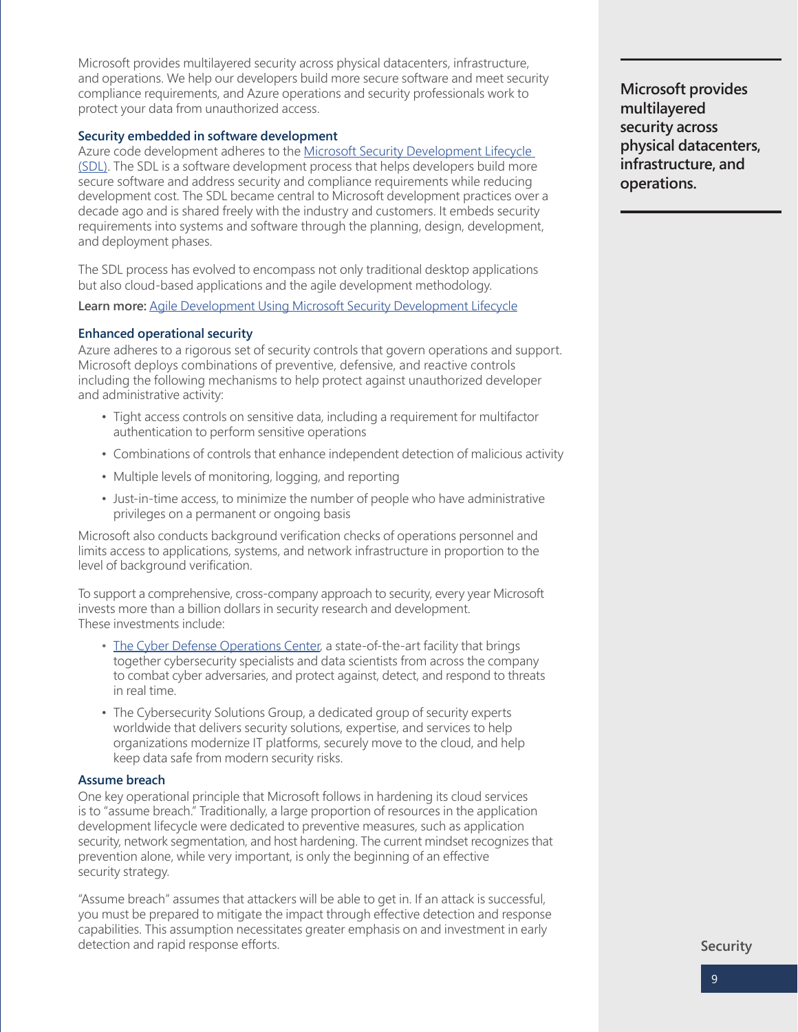Microsoft provides multilayered security across physical datacenters, infrastructure, and operations. We help our developers build more secure software and meet security compliance requirements, and Azure operations and security professionals work to protect your data from unauthorized access.

**Microsoft provides multilayered security across physical datacenters, infrastructure, and operations.**

### Security embedded in software development

Azure code development adheres to the Microsoft Security Development Lifecycle (SDL). The SDL is a software development process that helps developers build more secure software and address security and compliance requirements while reducing development cost. The SDL became central to Microsoft development practices over a decade ago and is shared freely with the industry and customers. It embeds security requirements into systems and software through the planning, design, development, and deployment phases.

The SDL process has evolved to encompass not only traditional desktop applications but also cloud-based applications and the agile development methodology.

**Learn more:** Agile Development Using Microsoft Security Development Lifecycle

### Enhanced operational security

Azure adheres to a rigorous set of security controls that govern operations and support. Microsoft deploys combinations of preventive, defensive, and reactive controls including the following mechanisms to help protect against unauthorized developer and administrative activity:

- Tight access controls on sensitive data, including a requirement for multifactor authentication to perform sensitive operations
- Combinations of controls that enhance independent detection of malicious activity
- Multiple levels of monitoring, logging, and reporting
- Just-in-time access, to minimize the number of people who have administrative privileges on a permanent or ongoing basis

Microsoft also conducts background verification checks of operations personnel and limits access to applications, systems, and network infrastructure in proportion to the level of background verification.

To support a comprehensive, cross-company approach to security, every year Microsoft invests more than a billion dollars in security research and development. These investments include:

- The Cyber Defense Operations Center, a state-of-the-art facility that brings together cybersecurity specialists and data scientists from across the company to combat cyber adversaries, and protect against, detect, and respond to threats in real time.
- The Cybersecurity Solutions Group, a dedicated group of security experts worldwide that delivers security solutions, expertise, and services to help organizations modernize IT platforms, securely move to the cloud, and help keep data safe from modern security risks.

### Assume breach

One key operational principle that Microsoft follows in hardening its cloud services is to "assume breach." Traditionally, a large proportion of resources in the application development lifecycle were dedicated to preventive measures, such as application security, network segmentation, and host hardening. The current mindset recognizes that prevention alone, while very important, is only the beginning of an effective security strategy.

"Assume breach" assumes that attackers will be able to get in. If an attack is successful, you must be prepared to mitigate the impact through effective detection and response capabilities. This assumption necessitates greater emphasis on and investment in early detection and rapid response efforts.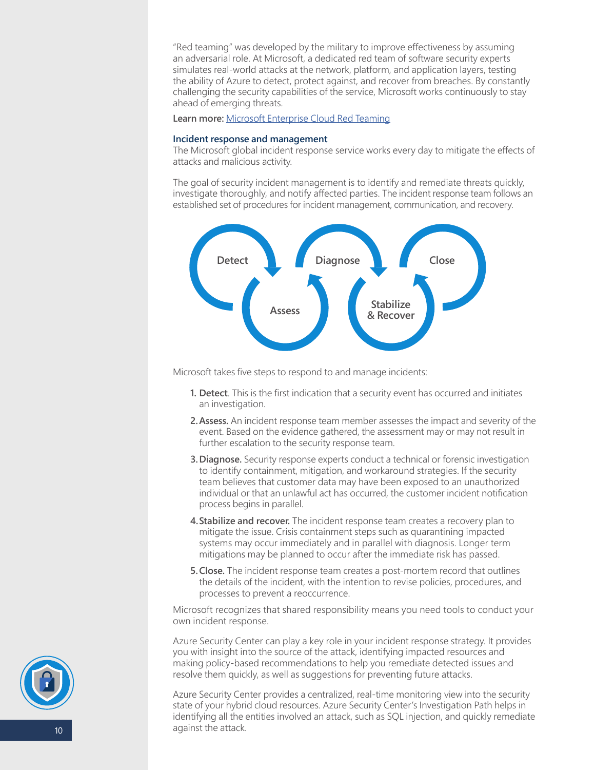"Red teaming" was developed by the military to improve effectiveness by assuming an adversarial role. At Microsoft, a dedicated red team of software security experts simulates real-world attacks at the network, platform, and application layers, testing the ability of Azure to detect, protect against, and recover from breaches. By constantly challenging the security capabilities of the service, Microsoft works continuously to stay ahead of emerging threats.

**Learn more:** [Microsoft Enterprise Cloud Red Teaming]

### Incident response and management

The Microsoft global incident response service works every day to mitigate the effects of attacks and malicious activity.

The goal of security incident management is to identify and remediate threats quickly, investigate thoroughly, and notify affected parties. The incident response team follows an established set of procedures for incident management, communication, and recovery.

Detect → Assess → Diagnose → Stabilize & Recover → Close

Microsoft takes five steps to respond to and manage incidents:

1. **Detect**. This is the first indication that a security event has occurred and initiates an investigation.
2. **Assess.** An incident response team member assesses the impact and severity of the event. Based on the evidence gathered, the assessment may or may not result in further escalation to the security response team.
3. **Diagnose.** Security response experts conduct a technical or forensic investigation to identify containment, mitigation, and workaround strategies. If the security team believes that customer data may have been exposed to an unauthorized individual or that an unlawful act has occurred, the customer incident notification process begins in parallel.
4. **Stabilize and recover.** The incident response team creates a recovery plan to mitigate the issue. Crisis containment steps such as quarantining impacted systems may occur immediately and in parallel with diagnosis. Longer term mitigations may be planned to occur after the immediate risk has passed.
5. **Close.** The incident response team creates a post-mortem record that outlines the details of the incident, with the intention to revise policies, procedures, and processes to prevent a reoccurrence.

Microsoft recognizes that shared responsibility means you need tools to conduct your own incident response.

Azure Security Center can play a key role in your incident response strategy. It provides you with insight into the source of the attack, identifying impacted resources and making policy-based recommendations to help you remediate detected issues and resolve them quickly, as well as suggestions for preventing future attacks.

Azure Security Center provides a centralized, real-time monitoring view into the security state of your hybrid cloud resources. Azure Security Center's Investigation Path helps in identifying all the entities involved an attack, such as SQL injection, and quickly remediate against the attack.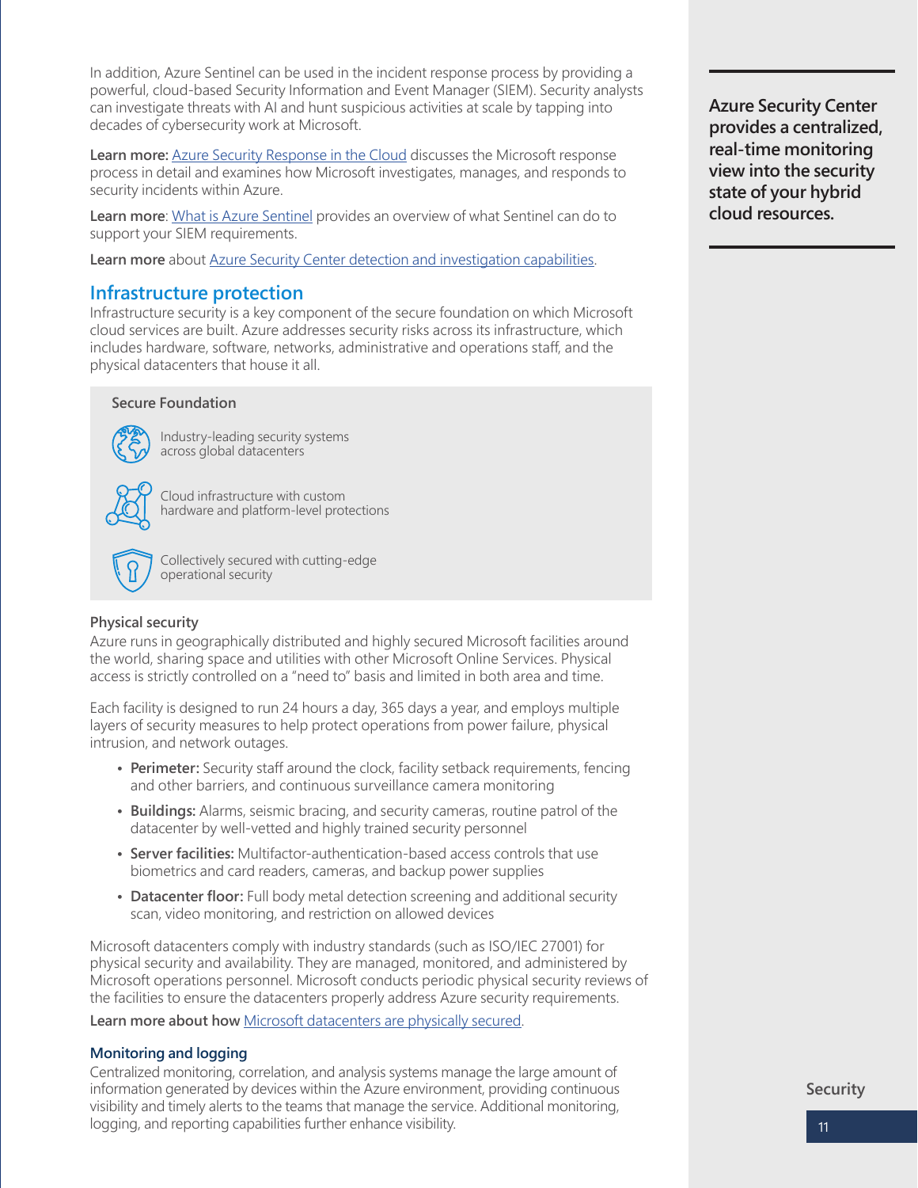In addition, Azure Sentinel can be used in the incident response process by providing a powerful, cloud-based Security Information and Event Manager (SIEM). Security analysts can investigate threats with AI and hunt suspicious activities at scale by tapping into decades of cybersecurity work at Microsoft.

**Learn more:** Azure Security Response in the Cloud discusses the Microsoft response process in detail and examines how Microsoft investigates, manages, and responds to security incidents within Azure.

**Learn more**: What is Azure Sentinel provides an overview of what Sentinel can do to support your SIEM requirements.

**Learn more** about Azure Security Center detection and investigation capabilities.

**Azure Security Center provides a centralized, real-time monitoring view into the security state of your hybrid cloud resources.**

## Infrastructure protection

Infrastructure security is a key component of the secure foundation on which Microsoft cloud services are built. Azure addresses security risks across its infrastructure, which includes hardware, software, networks, administrative and operations staff, and the physical datacenters that house it all.

**Secure Foundation**

- Industry-leading security systems across global datacenters
- Cloud infrastructure with custom hardware and platform-level protections
- Collectively secured with cutting-edge operational security

### Physical security

Azure runs in geographically distributed and highly secured Microsoft facilities around the world, sharing space and utilities with other Microsoft Online Services. Physical access is strictly controlled on a "need to" basis and limited in both area and time.

Each facility is designed to run 24 hours a day, 365 days a year, and employs multiple layers of security measures to help protect operations from power failure, physical intrusion, and network outages.

- **Perimeter:** Security staff around the clock, facility setback requirements, fencing and other barriers, and continuous surveillance camera monitoring
- **Buildings:** Alarms, seismic bracing, and security cameras, routine patrol of the datacenter by well-vetted and highly trained security personnel
- **Server facilities:** Multifactor-authentication-based access controls that use biometrics and card readers, cameras, and backup power supplies
- **Datacenter floor:** Full body metal detection screening and additional security scan, video monitoring, and restriction on allowed devices

Microsoft datacenters comply with industry standards (such as ISO/IEC 27001) for physical security and availability. They are managed, monitored, and administered by Microsoft operations personnel. Microsoft conducts periodic physical security reviews of the facilities to ensure the datacenters properly address Azure security requirements.

**Learn more about how** Microsoft datacenters are physically secured.

### Monitoring and logging

Centralized monitoring, correlation, and analysis systems manage the large amount of information generated by devices within the Azure environment, providing continuous visibility and timely alerts to the teams that manage the service. Additional monitoring, logging, and reporting capabilities further enhance visibility.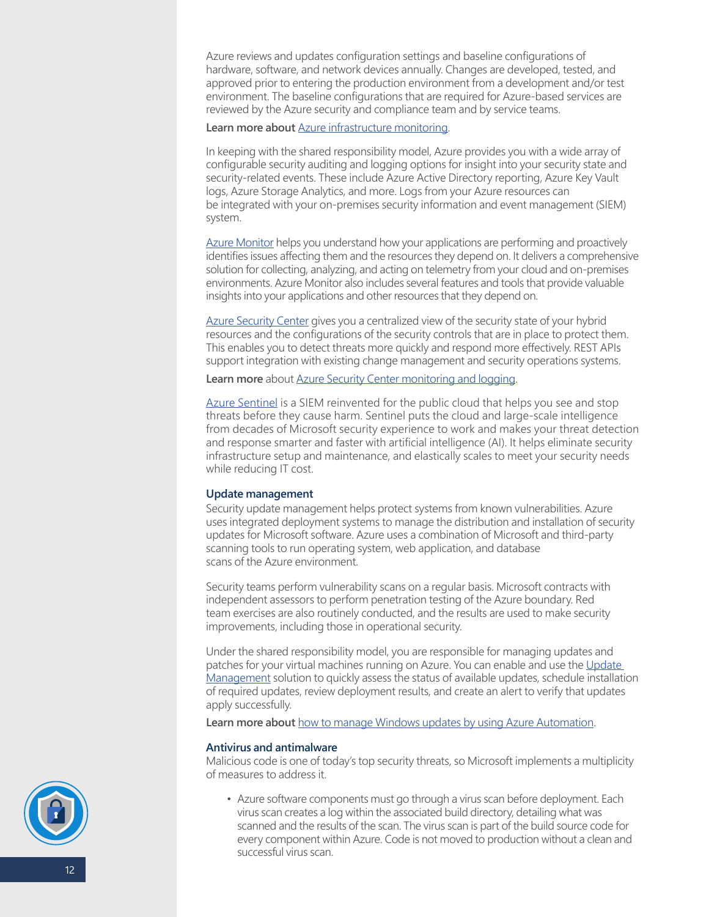Azure reviews and updates configuration settings and baseline configurations of hardware, software, and network devices annually. Changes are developed, tested, and approved prior to entering the production environment from a development and/or test environment. The baseline configurations that are required for Azure-based services are reviewed by the Azure security and compliance team and by service teams.

**Learn more about** Azure infrastructure monitoring.

In keeping with the shared responsibility model, Azure provides you with a wide array of configurable security auditing and logging options for insight into your security state and security-related events. These include Azure Active Directory reporting, Azure Key Vault logs, Azure Storage Analytics, and more. Logs from your Azure resources can be integrated with your on-premises security information and event management (SIEM) system.

Azure Monitor helps you understand how your applications are performing and proactively identifies issues affecting them and the resources they depend on. It delivers a comprehensive solution for collecting, analyzing, and acting on telemetry from your cloud and on-premises environments. Azure Monitor also includes several features and tools that provide valuable insights into your applications and other resources that they depend on.

Azure Security Center gives you a centralized view of the security state of your hybrid resources and the configurations of the security controls that are in place to protect them. This enables you to detect threats more quickly and respond more effectively. REST APIs support integration with existing change management and security operations systems.

**Learn more** about Azure Security Center monitoring and logging.

Azure Sentinel is a SIEM reinvented for the public cloud that helps you see and stop threats before they cause harm. Sentinel puts the cloud and large-scale intelligence from decades of Microsoft security experience to work and makes your threat detection and response smarter and faster with artificial intelligence (AI). It helps eliminate security infrastructure setup and maintenance, and elastically scales to meet your security needs while reducing IT cost.

### Update management

Security update management helps protect systems from known vulnerabilities. Azure uses integrated deployment systems to manage the distribution and installation of security updates for Microsoft software. Azure uses a combination of Microsoft and third-party scanning tools to run operating system, web application, and database scans of the Azure environment.

Security teams perform vulnerability scans on a regular basis. Microsoft contracts with independent assessors to perform penetration testing of the Azure boundary. Red team exercises are also routinely conducted, and the results are used to make security improvements, including those in operational security.

Under the shared responsibility model, you are responsible for managing updates and patches for your virtual machines running on Azure. You can enable and use the Update Management solution to quickly assess the status of available updates, schedule installation of required updates, review deployment results, and create an alert to verify that updates apply successfully.

**Learn more about** how to manage Windows updates by using Azure Automation.

### Antivirus and antimalware

Malicious code is one of today's top security threats, so Microsoft implements a multiplicity of measures to address it.

- Azure software components must go through a virus scan before deployment. Each virus scan creates a log within the associated build directory, detailing what was scanned and the results of the scan. The virus scan is part of the build source code for every component within Azure. Code is not moved to production without a clean and successful virus scan.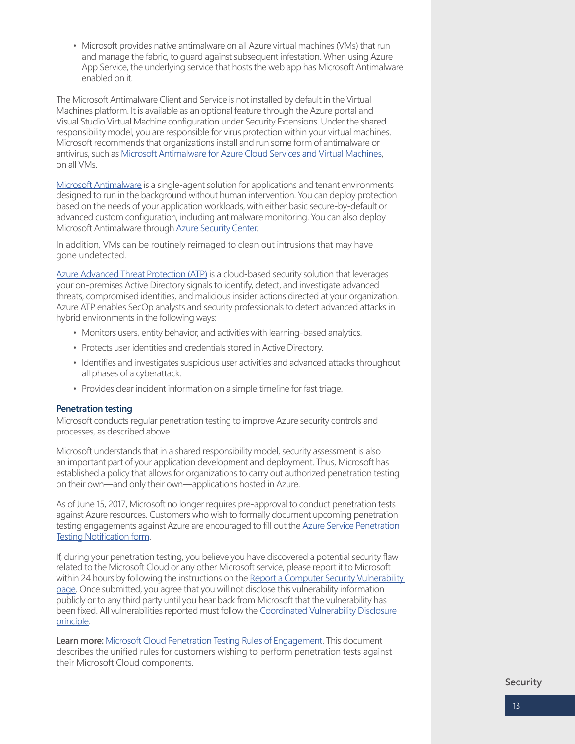- Microsoft provides native antimalware on all Azure virtual machines (VMs) that run and manage the fabric, to guard against subsequent infestation. When using Azure App Service, the underlying service that hosts the web app has Microsoft Antimalware enabled on it.

The Microsoft Antimalware Client and Service is not installed by default in the Virtual Machines platform. It is available as an optional feature through the Azure portal and Visual Studio Virtual Machine configuration under Security Extensions. Under the shared responsibility model, you are responsible for virus protection within your virtual machines. Microsoft recommends that organizations install and run some form of antimalware or antivirus, such as Microsoft Antimalware for Azure Cloud Services and Virtual Machines, on all VMs.

Microsoft Antimalware is a single-agent solution for applications and tenant environments designed to run in the background without human intervention. You can deploy protection based on the needs of your application workloads, with either basic secure-by-default or advanced custom configuration, including antimalware monitoring. You can also deploy Microsoft Antimalware through Azure Security Center.

In addition, VMs can be routinely reimaged to clean out intrusions that may have gone undetected.

Azure Advanced Threat Protection (ATP) is a cloud-based security solution that leverages your on-premises Active Directory signals to identify, detect, and investigate advanced threats, compromised identities, and malicious insider actions directed at your organization. Azure ATP enables SecOp analysts and security professionals to detect advanced attacks in hybrid environments in the following ways:

- Monitors users, entity behavior, and activities with learning-based analytics.
- Protects user identities and credentials stored in Active Directory.
- Identifies and investigates suspicious user activities and advanced attacks throughout all phases of a cyberattack.
- Provides clear incident information on a simple timeline for fast triage.

### Penetration testing

Microsoft conducts regular penetration testing to improve Azure security controls and processes, as described above.

Microsoft understands that in a shared responsibility model, security assessment is also an important part of your application development and deployment. Thus, Microsoft has established a policy that allows for organizations to carry out authorized penetration testing on their own—and only their own—applications hosted in Azure.

As of June 15, 2017, Microsoft no longer requires pre-approval to conduct penetration tests against Azure resources. Customers who wish to formally document upcoming penetration testing engagements against Azure are encouraged to fill out the Azure Service Penetration Testing Notification form.

If, during your penetration testing, you believe you have discovered a potential security flaw related to the Microsoft Cloud or any other Microsoft service, please report it to Microsoft within 24 hours by following the instructions on the Report a Computer Security Vulnerability page. Once submitted, you agree that you will not disclose this vulnerability information publicly or to any third party until you hear back from Microsoft that the vulnerability has been fixed. All vulnerabilities reported must follow the Coordinated Vulnerability Disclosure principle.

**Learn more:** Microsoft Cloud Penetration Testing Rules of Engagement. This document describes the unified rules for customers wishing to perform penetration tests against their Microsoft Cloud components.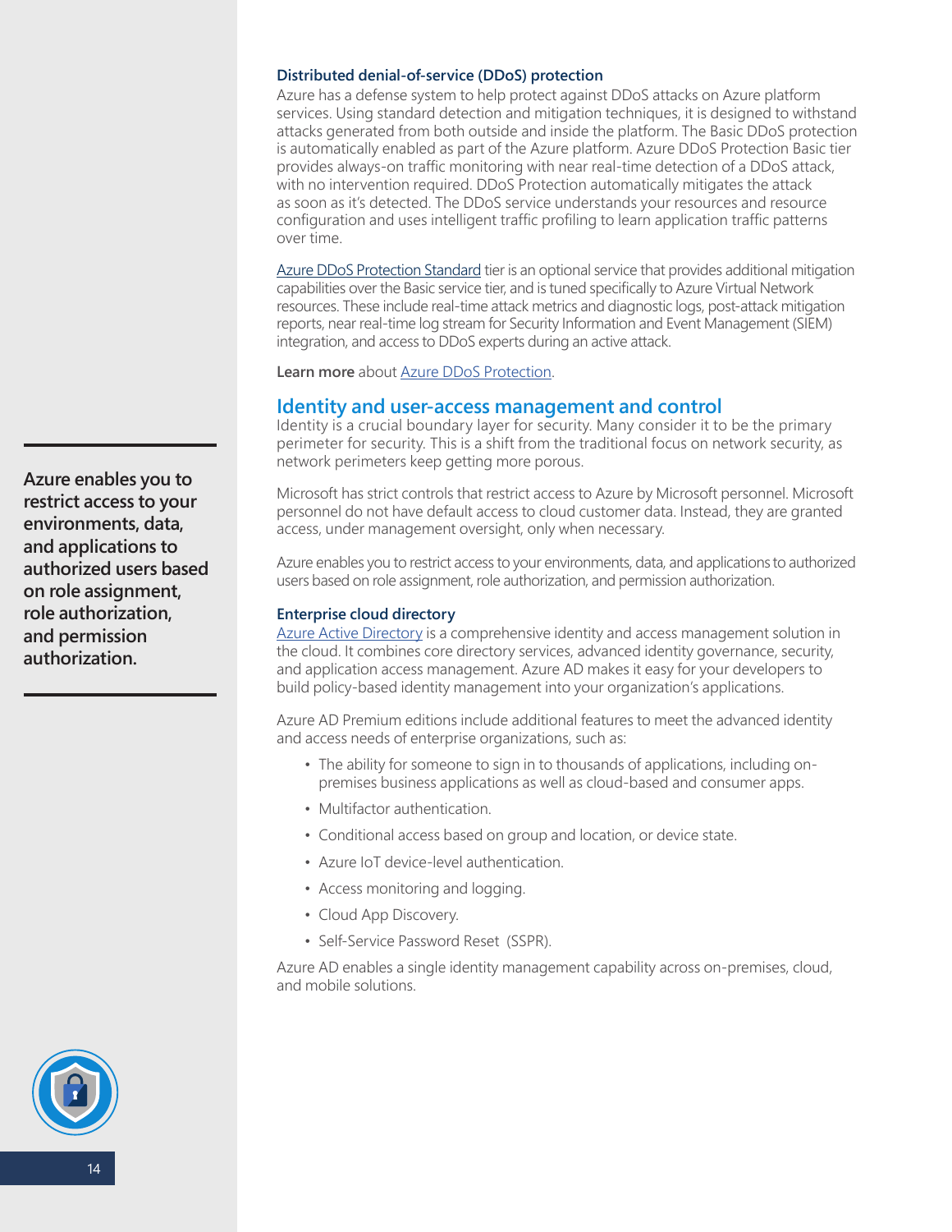### Distributed denial-of-service (DDoS) protection

Azure has a defense system to help protect against DDoS attacks on Azure platform services. Using standard detection and mitigation techniques, it is designed to withstand attacks generated from both outside and inside the platform. The Basic DDoS protection is automatically enabled as part of the Azure platform. Azure DDoS Protection Basic tier provides always-on traffic monitoring with near real-time detection of a DDoS attack, with no intervention required. DDoS Protection automatically mitigates the attack as soon as it's detected. The DDoS service understands your resources and resource configuration and uses intelligent traffic profiling to learn application traffic patterns over time.

Azure DDoS Protection Standard tier is an optional service that provides additional mitigation capabilities over the Basic service tier, and is tuned specifically to Azure Virtual Network resources. These include real-time attack metrics and diagnostic logs, post-attack mitigation reports, near real-time log stream for Security Information and Event Management (SIEM) integration, and access to DDoS experts during an active attack.

**Learn more** about Azure DDoS Protection.

## Identity and user-access management and control

Identity is a crucial boundary layer for security. Many consider it to be the primary perimeter for security. This is a shift from the traditional focus on network security, as network perimeters keep getting more porous.

Microsoft has strict controls that restrict access to Azure by Microsoft personnel. Microsoft personnel do not have default access to cloud customer data. Instead, they are granted access, under management oversight, only when necessary.

Azure enables you to restrict access to your environments, data, and applications to authorized users based on role assignment, role authorization, and permission authorization.

**Azure enables you to restrict access to your environments, data, and applications to authorized users based on role assignment, role authorization, and permission authorization.**

### Enterprise cloud directory

Azure Active Directory is a comprehensive identity and access management solution in the cloud. It combines core directory services, advanced identity governance, security, and application access management. Azure AD makes it easy for your developers to build policy-based identity management into your organization's applications.

Azure AD Premium editions include additional features to meet the advanced identity and access needs of enterprise organizations, such as:

- The ability for someone to sign in to thousands of applications, including on-premises business applications as well as cloud-based and consumer apps.
- Multifactor authentication.
- Conditional access based on group and location, or device state.
- Azure IoT device-level authentication.
- Access monitoring and logging.
- Cloud App Discovery.
- Self-Service Password Reset (SSPR).

Azure AD enables a single identity management capability across on-premises, cloud, and mobile solutions.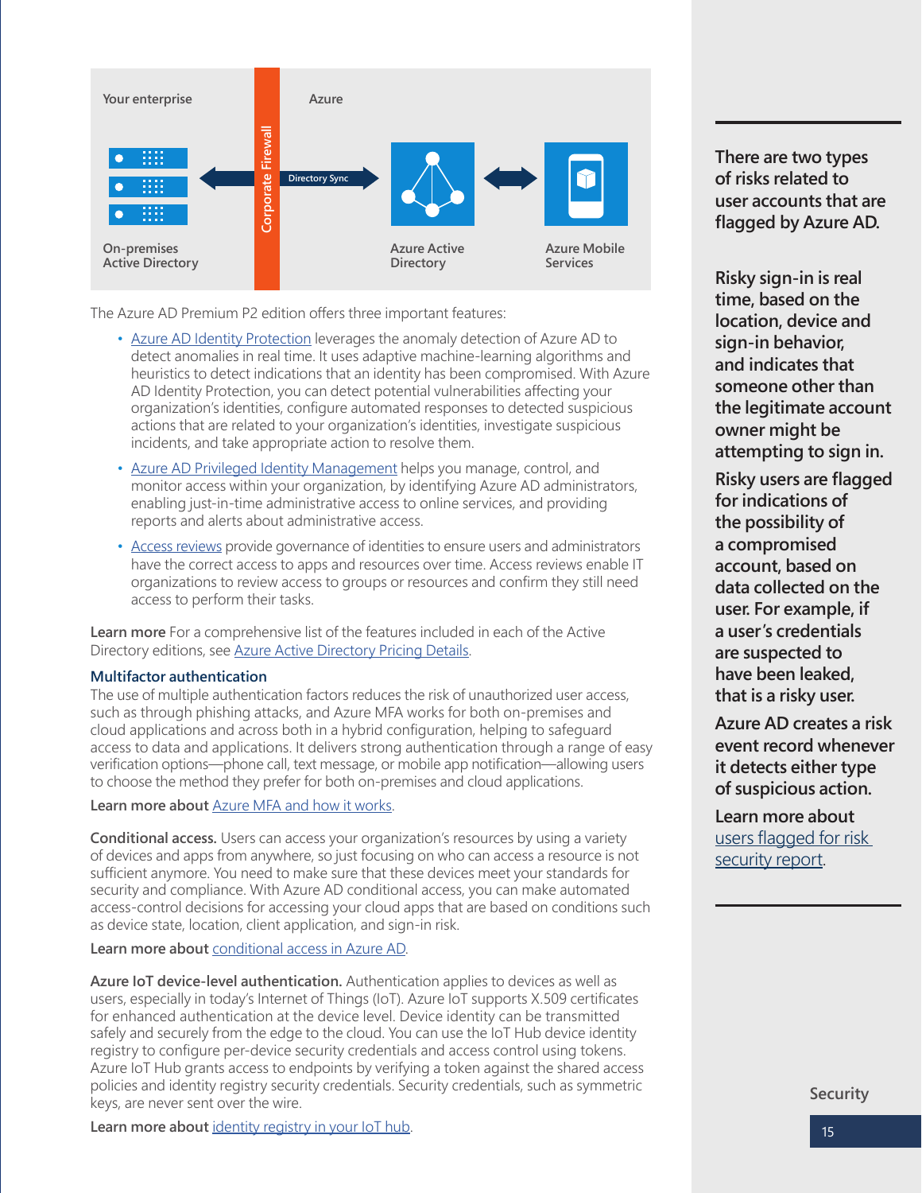The Azure AD Premium P2 edition offers three important features:

- Azure AD Identity Protection leverages the anomaly detection of Azure AD to detect anomalies in real time. It uses adaptive machine-learning algorithms and heuristics to detect indications that an identity has been compromised. With Azure AD Identity Protection, you can detect potential vulnerabilities affecting your organization's identities, configure automated responses to detected suspicious actions that are related to your organization's identities, investigate suspicious incidents, and take appropriate action to resolve them.
- Azure AD Privileged Identity Management helps you manage, control, and monitor access within your organization, by identifying Azure AD administrators, enabling just-in-time administrative access to online services, and providing reports and alerts about administrative access.
- Access reviews provide governance of identities to ensure users and administrators have the correct access to apps and resources over time. Access reviews enable IT organizations to review access to groups or resources and confirm they still need access to perform their tasks.

**Learn more** For a comprehensive list of the features included in each of the Active Directory editions, see Azure Active Directory Pricing Details.

### Multifactor authentication

The use of multiple authentication factors reduces the risk of unauthorized user access, such as through phishing attacks, and Azure MFA works for both on-premises and cloud applications and across both in a hybrid configuration, helping to safeguard access to data and applications. It delivers strong authentication through a range of easy verification options—phone call, text message, or mobile app notification—allowing users to choose the method they prefer for both on-premises and cloud applications.

**Learn more about** Azure MFA and how it works.

**Conditional access.** Users can access your organization's resources by using a variety of devices and apps from anywhere, so just focusing on who can access a resource is not sufficient anymore. You need to make sure that these devices meet your standards for security and compliance. With Azure AD conditional access, you can make automated access-control decisions for accessing your cloud apps that are based on conditions such as device state, location, client application, and sign-in risk.

**Learn more about** conditional access in Azure AD.

**Azure IoT device-level authentication.** Authentication applies to devices as well as users, especially in today's Internet of Things (IoT). Azure IoT supports X.509 certificates for enhanced authentication at the device level. Device identity can be transmitted safely and securely from the edge to the cloud. You can use the IoT Hub device identity registry to configure per-device security credentials and access control using tokens. Azure IoT Hub grants access to endpoints by verifying a token against the shared access policies and identity registry security credentials. Security credentials, such as symmetric keys, are never sent over the wire.

**Learn more about** identity registry in your IoT hub.

---

**There are two types of risks related to user accounts that are flagged by Azure AD.**

**Risky sign-in is real time, based on the location, device and sign-in behavior, and indicates that someone other than the legitimate account owner might be attempting to sign in.**

**Risky users are flagged for indications of the possibility of a compromised account, based on data collected on the user. For example, if a user's credentials are suspected to have been leaked, that is a risky user.**

**Azure AD creates a risk event record whenever it detects either type of suspicious action.**

**Learn more about** users flagged for risk security report.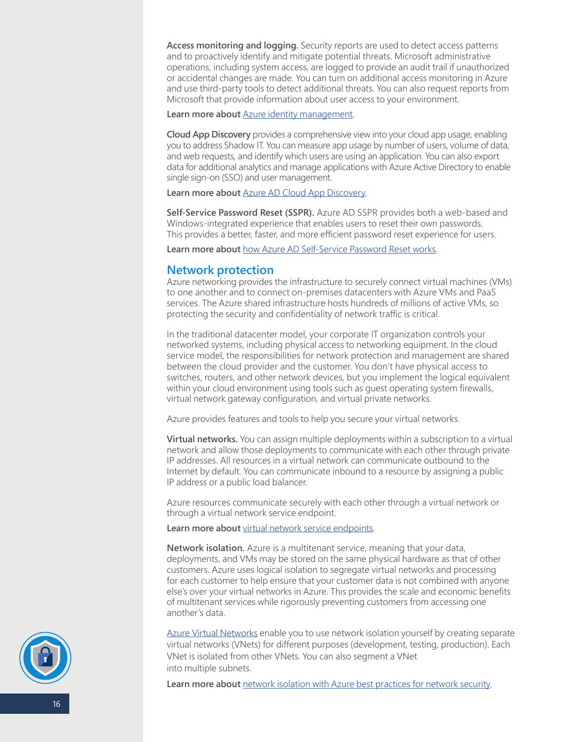**Access monitoring and logging.** Security reports are used to detect access patterns and to proactively identify and mitigate potential threats. Microsoft administrative operations, including system access, are logged to provide an audit trail if unauthorized or accidental changes are made. You can turn on additional access monitoring in Azure and use third-party tools to detect additional threats. You can also request reports from Microsoft that provide information about user access to your environment.

**Learn more about** Azure identity management.

**Cloud App Discovery** provides a comprehensive view into your cloud app usage, enabling you to address Shadow IT. You can measure app usage by number of users, volume of data, and web requests, and identify which users are using an application. You can also export data for additional analytics and manage applications with Azure Active Directory to enable single sign-on (SSO) and user management.

**Learn more about** Azure AD Cloud App Discovery.

**Self-Service Password Reset (SSPR).** Azure AD SSPR provides both a web-based and Windows-integrated experience that enables users to reset their own passwords. This provides a better, faster, and more efficient password reset experience for users.

**Learn more about** how Azure AD Self-Service Password Reset works.

## Network protection

Azure networking provides the infrastructure to securely connect virtual machines (VMs) to one another and to connect on-premises datacenters with Azure VMs and PaaS services. The Azure shared infrastructure hosts hundreds of millions of active VMs, so protecting the security and confidentiality of network traffic is critical.

In the traditional datacenter model, your corporate IT organization controls your networked systems, including physical access to networking equipment. In the cloud service model, the responsibilities for network protection and management are shared between the cloud provider and the customer. You don't have physical access to switches, routers, and other network devices, but you implement the logical equivalent within your cloud environment using tools such as guest operating system firewalls, virtual network gateway configuration, and virtual private networks.

Azure provides features and tools to help you secure your virtual networks.

**Virtual networks.** You can assign multiple deployments within a subscription to a virtual network and allow those deployments to communicate with each other through private IP addresses. All resources in a virtual network can communicate outbound to the Internet by default. You can communicate inbound to a resource by assigning a public IP address or a public load balancer.

Azure resources communicate securely with each other through a virtual network or through a virtual network service endpoint.

**Learn more about** virtual network service endpoints.

**Network isolation.** Azure is a multitenant service, meaning that your data, deployments, and VMs may be stored on the same physical hardware as that of other customers. Azure uses logical isolation to segregate virtual networks and processing for each customer to help ensure that your customer data is not combined with anyone else's over your virtual networks in Azure. This provides the scale and economic benefits of multitenant services while rigorously preventing customers from accessing one another's data.

Azure Virtual Networks enable you to use network isolation yourself by creating separate virtual networks (VNets) for different purposes (development, testing, production). Each VNet is isolated from other VNets. You can also segment a VNet into multiple subnets.

**Learn more about** network isolation with Azure best practices for network security.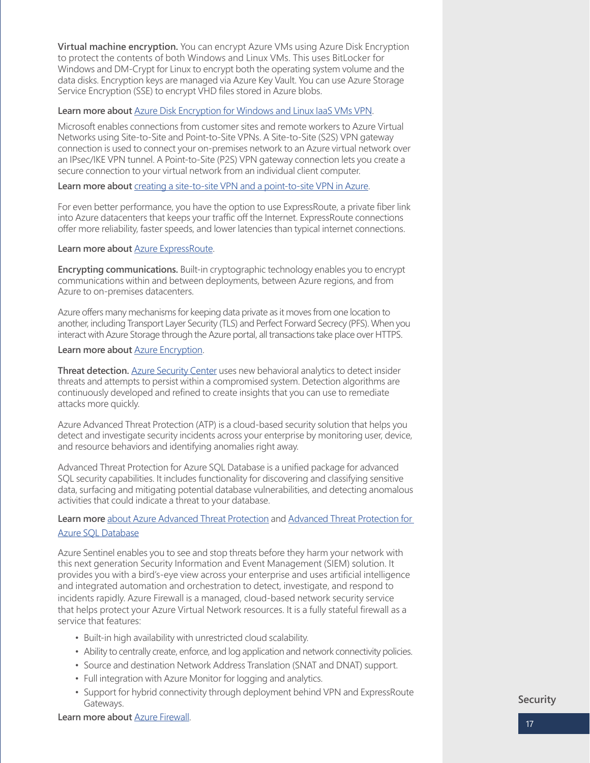**Virtual machine encryption.** You can encrypt Azure VMs using Azure Disk Encryption to protect the contents of both Windows and Linux VMs. This uses BitLocker for Windows and DM-Crypt for Linux to encrypt both the operating system volume and the data disks. Encryption keys are managed via Azure Key Vault. You can use Azure Storage Service Encryption (SSE) to encrypt VHD files stored in Azure blobs.

**Learn more about** Azure Disk Encryption for Windows and Linux IaaS VMs VPN.

Microsoft enables connections from customer sites and remote workers to Azure Virtual Networks using Site-to-Site and Point-to-Site VPNs. A Site-to-Site (S2S) VPN gateway connection is used to connect your on-premises network to an Azure virtual network over an IPsec/IKE VPN tunnel. A Point-to-Site (P2S) VPN gateway connection lets you create a secure connection to your virtual network from an individual client computer.

**Learn more about** creating a site-to-site VPN and a point-to-site VPN in Azure.

For even better performance, you have the option to use ExpressRoute, a private fiber link into Azure datacenters that keeps your traffic off the Internet. ExpressRoute connections offer more reliability, faster speeds, and lower latencies than typical internet connections.

**Learn more about** Azure ExpressRoute.

**Encrypting communications.** Built-in cryptographic technology enables you to encrypt communications within and between deployments, between Azure regions, and from Azure to on-premises datacenters.

Azure offers many mechanisms for keeping data private as it moves from one location to another, including Transport Layer Security (TLS) and Perfect Forward Secrecy (PFS). When you interact with Azure Storage through the Azure portal, all transactions take place over HTTPS.

**Learn more about** Azure Encryption.

**Threat detection.** Azure Security Center uses new behavioral analytics to detect insider threats and attempts to persist within a compromised system. Detection algorithms are continuously developed and refined to create insights that you can use to remediate attacks more quickly.

Azure Advanced Threat Protection (ATP) is a cloud-based security solution that helps you detect and investigate security incidents across your enterprise by monitoring user, device, and resource behaviors and identifying anomalies right away.

Advanced Threat Protection for Azure SQL Database is a unified package for advanced SQL security capabilities. It includes functionality for discovering and classifying sensitive data, surfacing and mitigating potential database vulnerabilities, and detecting anomalous activities that could indicate a threat to your database.

**Learn more** about Azure Advanced Threat Protection and Advanced Threat Protection for Azure SQL Database

Azure Sentinel enables you to see and stop threats before they harm your network with this next generation Security Information and Event Management (SIEM) solution. It provides you with a bird's-eye view across your enterprise and uses artificial intelligence and integrated automation and orchestration to detect, investigate, and respond to incidents rapidly. Azure Firewall is a managed, cloud-based network security service that helps protect your Azure Virtual Network resources. It is a fully stateful firewall as a service that features:

- Built-in high availability with unrestricted cloud scalability.
- Ability to centrally create, enforce, and log application and network connectivity policies.
- Source and destination Network Address Translation (SNAT and DNAT) support.
- Full integration with Azure Monitor for logging and analytics.
- Support for hybrid connectivity through deployment behind VPN and ExpressRoute Gateways.

**Learn more about** Azure Firewall.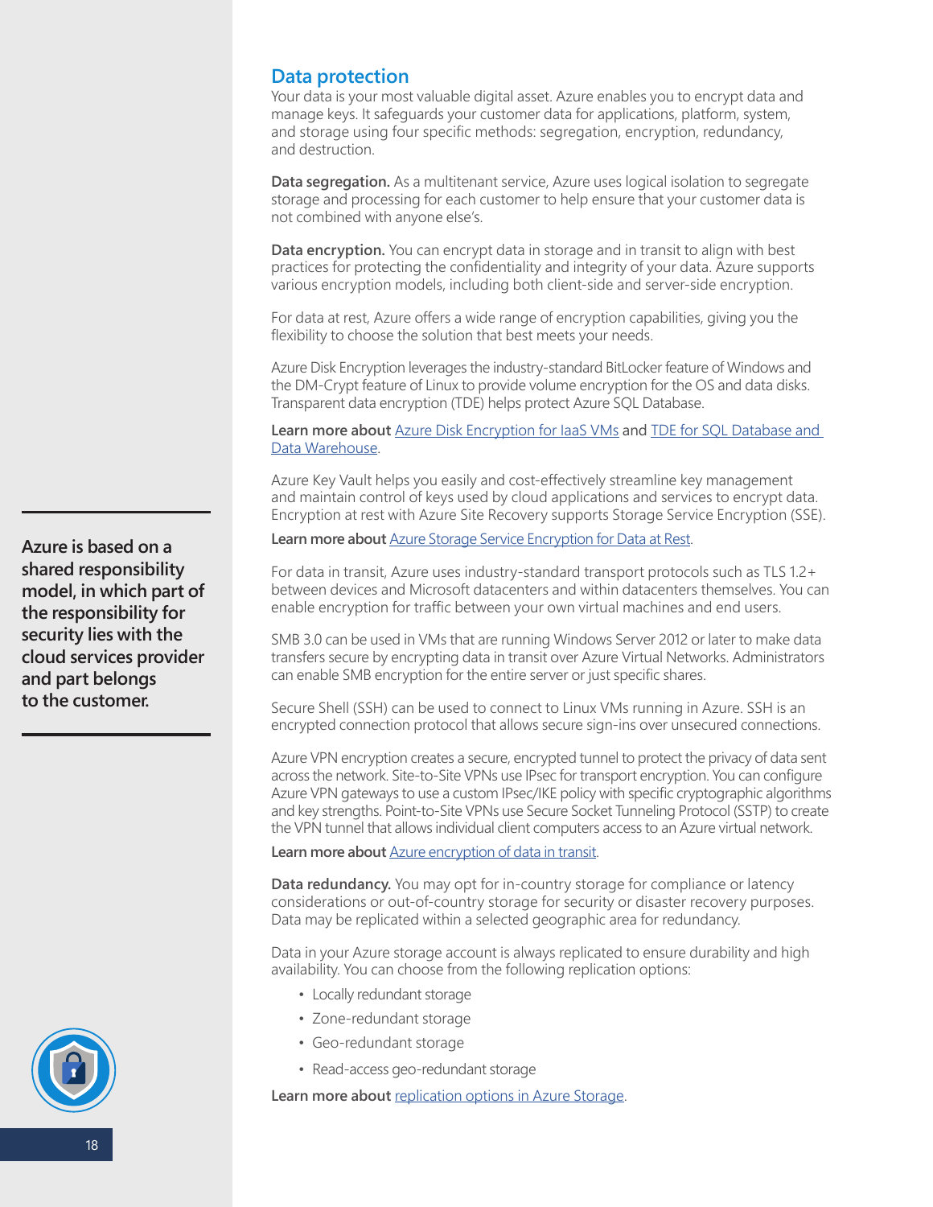## Data protection

Your data is your most valuable digital asset. Azure enables you to encrypt data and manage keys. It safeguards your customer data for applications, platform, system, and storage using four specific methods: segregation, encryption, redundancy, and destruction.

**Data segregation.** As a multitenant service, Azure uses logical isolation to segregate storage and processing for each customer to help ensure that your customer data is not combined with anyone else's.

**Data encryption.** You can encrypt data in storage and in transit to align with best practices for protecting the confidentiality and integrity of your data. Azure supports various encryption models, including both client-side and server-side encryption.

For data at rest, Azure offers a wide range of encryption capabilities, giving you the flexibility to choose the solution that best meets your needs.

Azure Disk Encryption leverages the industry-standard BitLocker feature of Windows and the DM-Crypt feature of Linux to provide volume encryption for the OS and data disks. Transparent data encryption (TDE) helps protect Azure SQL Database.

**Learn more about** Azure Disk Encryption for IaaS VMs and TDE for SQL Database and Data Warehouse.

Azure Key Vault helps you easily and cost-effectively streamline key management and maintain control of keys used by cloud applications and services to encrypt data. Encryption at rest with Azure Site Recovery supports Storage Service Encryption (SSE).

**Learn more about** Azure Storage Service Encryption for Data at Rest.

For data in transit, Azure uses industry-standard transport protocols such as TLS 1.2+ between devices and Microsoft datacenters and within datacenters themselves. You can enable encryption for traffic between your own virtual machines and end users.

SMB 3.0 can be used in VMs that are running Windows Server 2012 or later to make data transfers secure by encrypting data in transit over Azure Virtual Networks. Administrators can enable SMB encryption for the entire server or just specific shares.

Secure Shell (SSH) can be used to connect to Linux VMs running in Azure. SSH is an encrypted connection protocol that allows secure sign-ins over unsecured connections.

Azure VPN encryption creates a secure, encrypted tunnel to protect the privacy of data sent across the network. Site-to-Site VPNs use IPsec for transport encryption. You can configure Azure VPN gateways to use a custom IPsec/IKE policy with specific cryptographic algorithms and key strengths. Point-to-Site VPNs use Secure Socket Tunneling Protocol (SSTP) to create the VPN tunnel that allows individual client computers access to an Azure virtual network.

**Learn more about** Azure encryption of data in transit.

**Data redundancy.** You may opt for in-country storage for compliance or latency considerations or out-of-country storage for security or disaster recovery purposes. Data may be replicated within a selected geographic area for redundancy.

Data in your Azure storage account is always replicated to ensure durability and high availability. You can choose from the following replication options:

- Locally redundant storage
- Zone-redundant storage
- Geo-redundant storage
- Read-access geo-redundant storage

**Learn more about** replication options in Azure Storage.

**Azure is based on a shared responsibility model, in which part of the responsibility for security lies with the cloud services provider and part belongs to the customer.**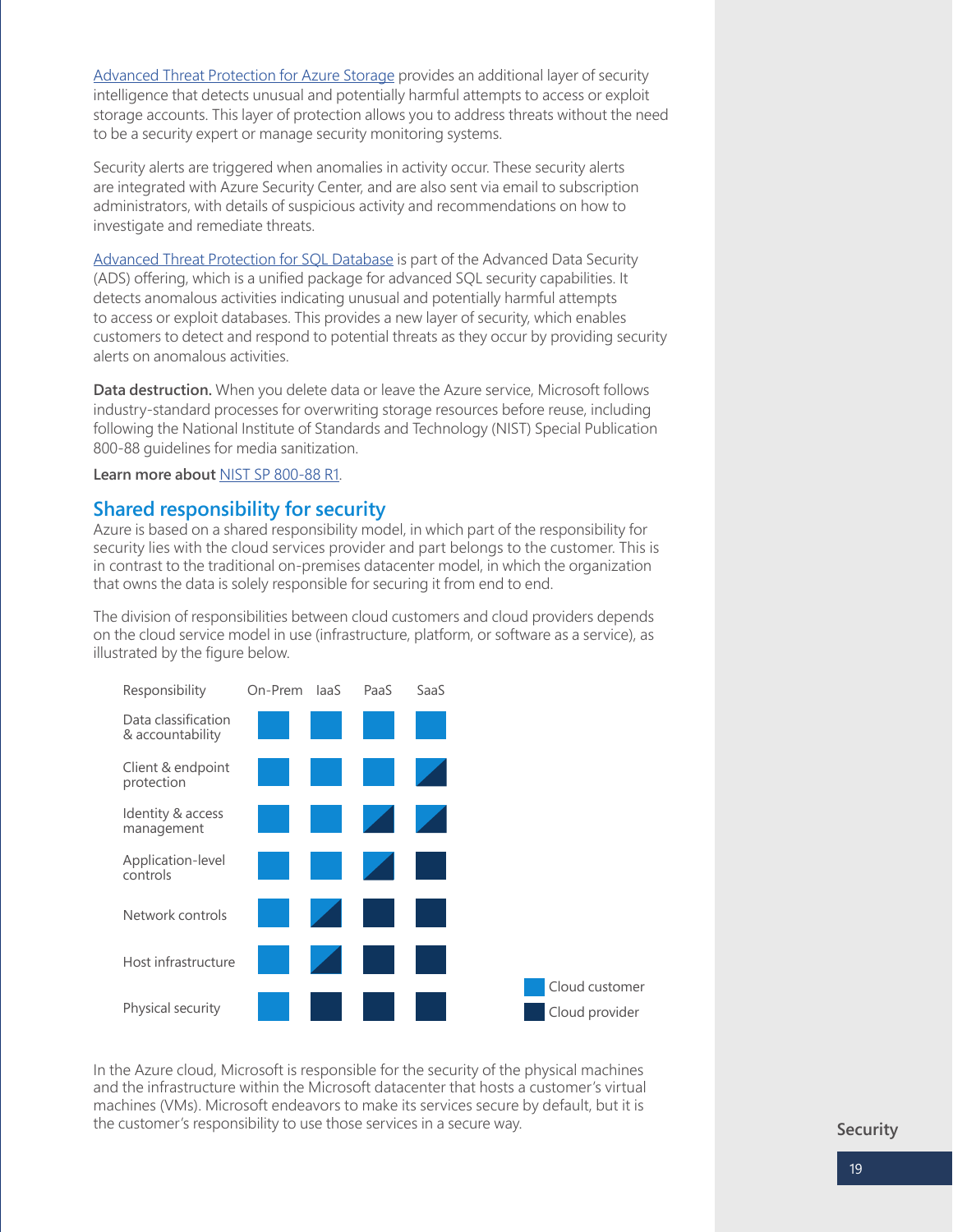[Advanced Threat Protection for Azure Storage](#) provides an additional layer of security intelligence that detects unusual and potentially harmful attempts to access or exploit storage accounts. This layer of protection allows you to address threats without the need to be a security expert or manage security monitoring systems.

Security alerts are triggered when anomalies in activity occur. These security alerts are integrated with Azure Security Center, and are also sent via email to subscription administrators, with details of suspicious activity and recommendations on how to investigate and remediate threats.

[Advanced Threat Protection for SQL Database](#) is part of the Advanced Data Security (ADS) offering, which is a unified package for advanced SQL security capabilities. It detects anomalous activities indicating unusual and potentially harmful attempts to access or exploit databases. This provides a new layer of security, which enables customers to detect and respond to potential threats as they occur by providing security alerts on anomalous activities.

**Data destruction.** When you delete data or leave the Azure service, Microsoft follows industry-standard processes for overwriting storage resources before reuse, including following the National Institute of Standards and Technology (NIST) Special Publication 800-88 guidelines for media sanitization.

**Learn more about** [NIST SP 800-88 R1](#).

## Shared responsibility for security

Azure is based on a shared responsibility model, in which part of the responsibility for security lies with the cloud services provider and part belongs to the customer. This is in contrast to the traditional on-premises datacenter model, in which the organization that owns the data is solely responsible for securing it from end to end.

The division of responsibilities between cloud customers and cloud providers depends on the cloud service model in use (infrastructure, platform, or software as a service), as illustrated by the figure below.

| Responsibility | On-Prem | IaaS | PaaS | SaaS |
| --- | --- | --- | --- | --- |
| Data classification & accountability | Cloud customer | Cloud customer | Cloud customer | Cloud customer |
| Client & endpoint protection | Cloud customer | Cloud customer | Cloud customer | Cloud customer / Cloud provider |
| Identity & access management | Cloud customer | Cloud customer | Cloud customer / Cloud provider | Cloud customer / Cloud provider |
| Application-level controls | Cloud customer | Cloud customer | Cloud customer / Cloud provider | Cloud provider |
| Network controls | Cloud customer | Cloud customer / Cloud provider | Cloud provider | Cloud provider |
| Host infrastructure | Cloud customer | Cloud customer / Cloud provider | Cloud provider | Cloud provider |
| Physical security | Cloud customer | Cloud provider | Cloud provider | Cloud provider |

In the Azure cloud, Microsoft is responsible for the security of the physical machines and the infrastructure within the Microsoft datacenter that hosts a customer's virtual machines (VMs). Microsoft endeavors to make its services secure by default, but it is the customer's responsibility to use those services in a secure way.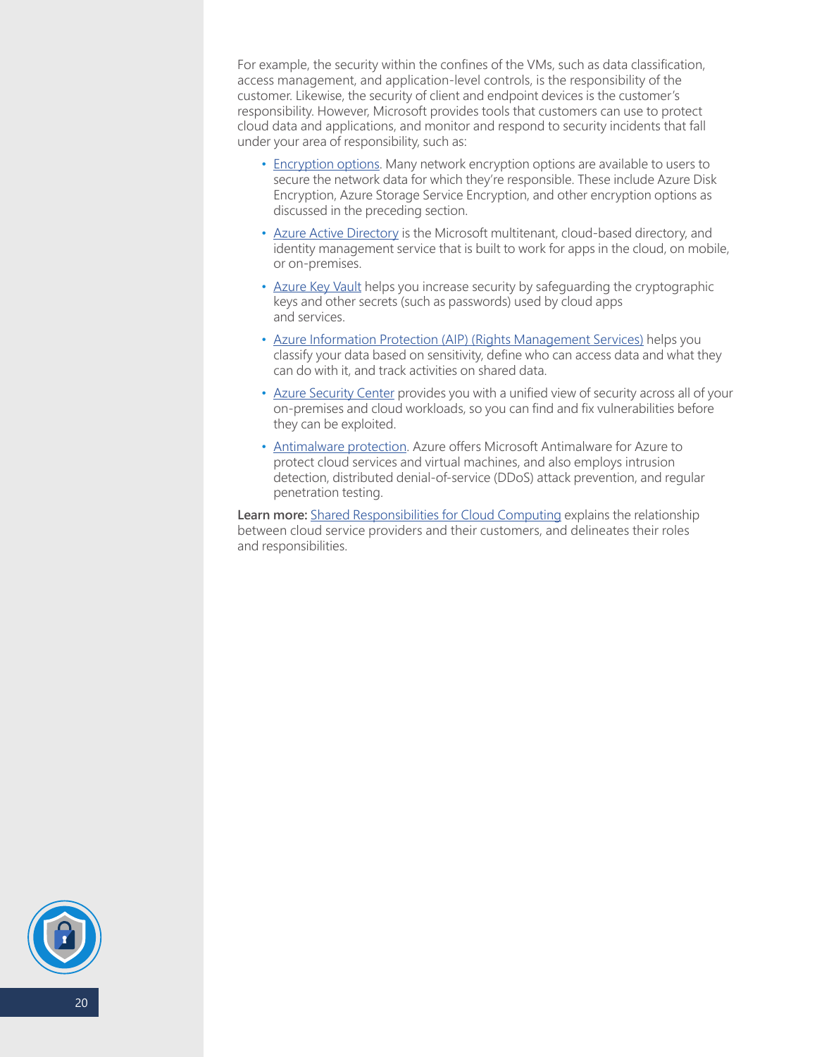For example, the security within the confines of the VMs, such as data classification, access management, and application-level controls, is the responsibility of the customer. Likewise, the security of client and endpoint devices is the customer's responsibility. However, Microsoft provides tools that customers can use to protect cloud data and applications, and monitor and respond to security incidents that fall under your area of responsibility, such as:

- Encryption options. Many network encryption options are available to users to secure the network data for which they're responsible. These include Azure Disk Encryption, Azure Storage Service Encryption, and other encryption options as discussed in the preceding section.
- Azure Active Directory is the Microsoft multitenant, cloud-based directory, and identity management service that is built to work for apps in the cloud, on mobile, or on-premises.
- Azure Key Vault helps you increase security by safeguarding the cryptographic keys and other secrets (such as passwords) used by cloud apps and services.
- Azure Information Protection (AIP) (Rights Management Services) helps you classify your data based on sensitivity, define who can access data and what they can do with it, and track activities on shared data.
- Azure Security Center provides you with a unified view of security across all of your on-premises and cloud workloads, so you can find and fix vulnerabilities before they can be exploited.
- Antimalware protection. Azure offers Microsoft Antimalware for Azure to protect cloud services and virtual machines, and also employs intrusion detection, distributed denial-of-service (DDoS) attack prevention, and regular penetration testing.

**Learn more:** Shared Responsibilities for Cloud Computing explains the relationship between cloud service providers and their customers, and delineates their roles and responsibilities.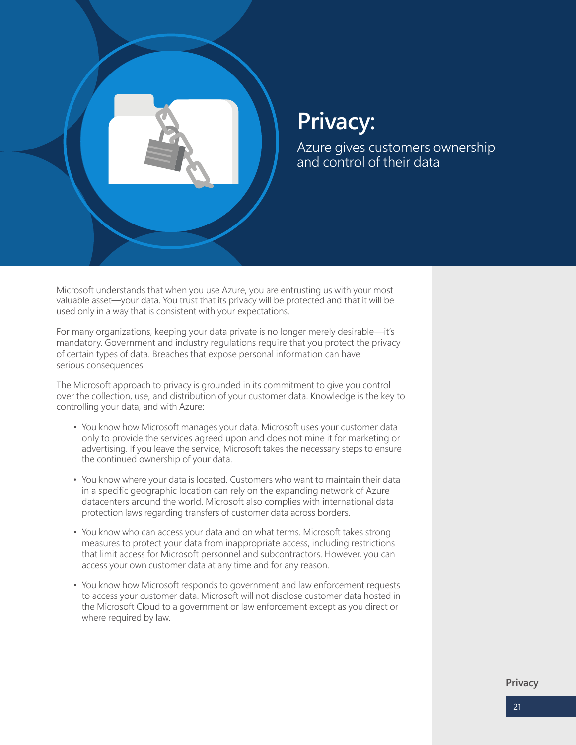# Privacy:

## Azure gives customers ownership and control of their data

Microsoft understands that when you use Azure, you are entrusting us with your most valuable asset—your data. You trust that its privacy will be protected and that it will be used only in a way that is consistent with your expectations.

For many organizations, keeping your data private is no longer merely desirable—it's mandatory. Government and industry regulations require that you protect the privacy of certain types of data. Breaches that expose personal information can have serious consequences.

The Microsoft approach to privacy is grounded in its commitment to give you control over the collection, use, and distribution of your customer data. Knowledge is the key to controlling your data, and with Azure:

- You know how Microsoft manages your data. Microsoft uses your customer data only to provide the services agreed upon and does not mine it for marketing or advertising. If you leave the service, Microsoft takes the necessary steps to ensure the continued ownership of your data.
- You know where your data is located. Customers who want to maintain their data in a specific geographic location can rely on the expanding network of Azure datacenters around the world. Microsoft also complies with international data protection laws regarding transfers of customer data across borders.
- You know who can access your data and on what terms. Microsoft takes strong measures to protect your data from inappropriate access, including restrictions that limit access for Microsoft personnel and subcontractors. However, you can access your own customer data at any time and for any reason.
- You know how Microsoft responds to government and law enforcement requests to access your customer data. Microsoft will not disclose customer data hosted in the Microsoft Cloud to a government or law enforcement except as you direct or where required by law.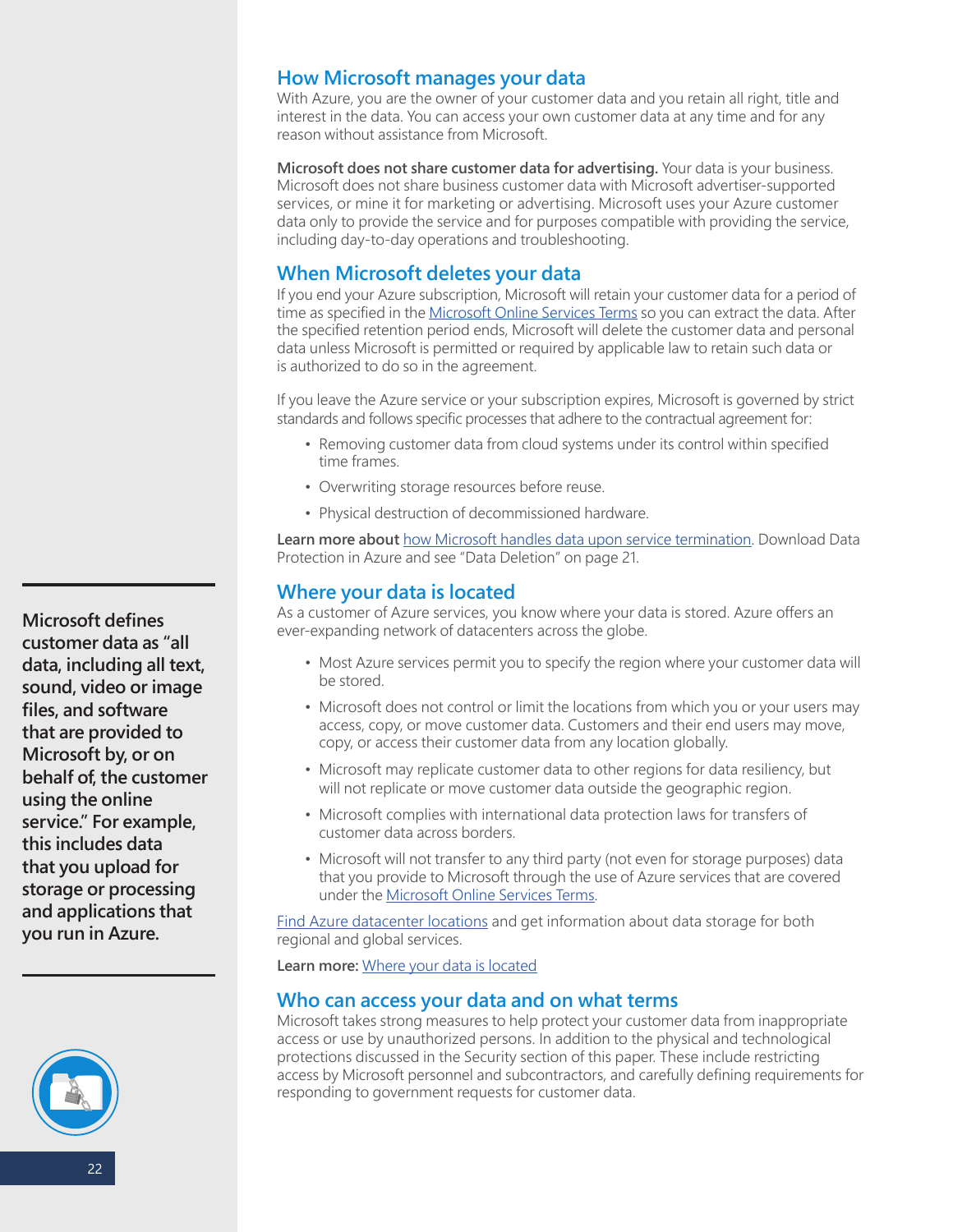## How Microsoft manages your data

With Azure, you are the owner of your customer data and you retain all right, title and interest in the data. You can access your own customer data at any time and for any reason without assistance from Microsoft.

**Microsoft does not share customer data for advertising.** Your data is your business. Microsoft does not share business customer data with Microsoft advertiser-supported services, or mine it for marketing or advertising. Microsoft uses your Azure customer data only to provide the service and for purposes compatible with providing the service, including day-to-day operations and troubleshooting.

## When Microsoft deletes your data

If you end your Azure subscription, Microsoft will retain your customer data for a period of time as specified in the Microsoft Online Services Terms so you can extract the data. After the specified retention period ends, Microsoft will delete the customer data and personal data unless Microsoft is permitted or required by applicable law to retain such data or is authorized to do so in the agreement.

If you leave the Azure service or your subscription expires, Microsoft is governed by strict standards and follows specific processes that adhere to the contractual agreement for:

- Removing customer data from cloud systems under its control within specified time frames.
- Overwriting storage resources before reuse.
- Physical destruction of decommissioned hardware.

**Learn more about** how Microsoft handles data upon service termination. Download Data Protection in Azure and see "Data Deletion" on page 21.

**Microsoft defines customer data as "all data, including all text, sound, video or image files, and software that are provided to Microsoft by, or on behalf of, the customer using the online service." For example, this includes data that you upload for storage or processing and applications that you run in Azure.**

## Where your data is located

As a customer of Azure services, you know where your data is stored. Azure offers an ever-expanding network of datacenters across the globe.

- Most Azure services permit you to specify the region where your customer data will be stored.
- Microsoft does not control or limit the locations from which you or your users may access, copy, or move customer data. Customers and their end users may move, copy, or access their customer data from any location globally.
- Microsoft may replicate customer data to other regions for data resiliency, but will not replicate or move customer data outside the geographic region.
- Microsoft complies with international data protection laws for transfers of customer data across borders.
- Microsoft will not transfer to any third party (not even for storage purposes) data that you provide to Microsoft through the use of Azure services that are covered under the Microsoft Online Services Terms.

Find Azure datacenter locations and get information about data storage for both regional and global services.

**Learn more:** Where your data is located

## Who can access your data and on what terms

Microsoft takes strong measures to help protect your customer data from inappropriate access or use by unauthorized persons. In addition to the physical and technological protections discussed in the Security section of this paper. These include restricting access by Microsoft personnel and subcontractors, and carefully defining requirements for responding to government requests for customer data.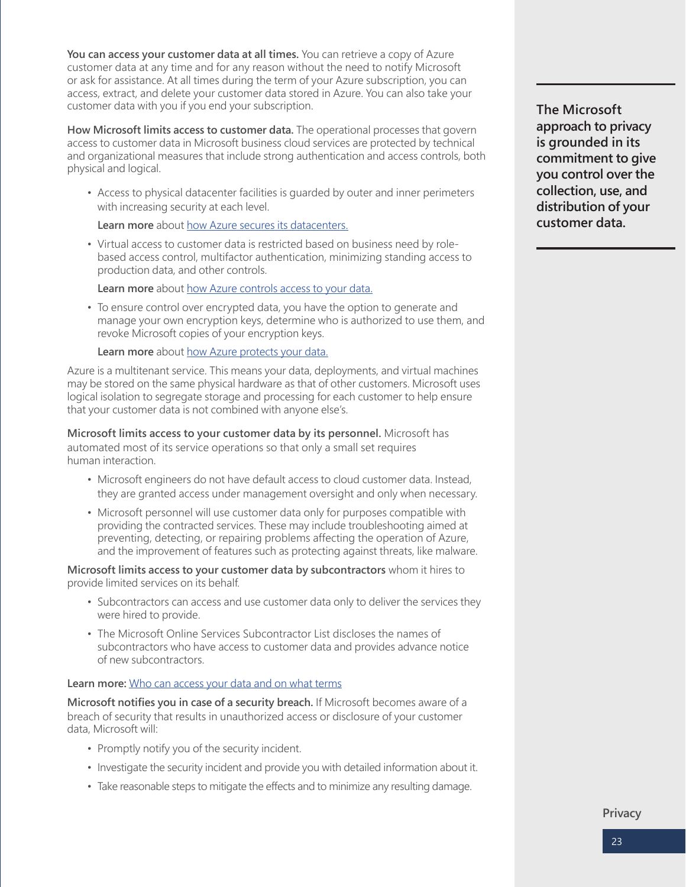**You can access your customer data at all times.** You can retrieve a copy of Azure customer data at any time and for any reason without the need to notify Microsoft or ask for assistance. At all times during the term of your Azure subscription, you can access, extract, and delete your customer data stored in Azure. You can also take your customer data with you if you end your subscription.

**How Microsoft limits access to customer data.** The operational processes that govern access to customer data in Microsoft business cloud services are protected by technical and organizational measures that include strong authentication and access controls, both physical and logical.

- Access to physical datacenter facilities is guarded by outer and inner perimeters with increasing security at each level.

  **Learn more** about how Azure secures its datacenters.

- Virtual access to customer data is restricted based on business need by role-based access control, multifactor authentication, minimizing standing access to production data, and other controls.

  **Learn more** about how Azure controls access to your data.

- To ensure control over encrypted data, you have the option to generate and manage your own encryption keys, determine who is authorized to use them, and revoke Microsoft copies of your encryption keys.

  **Learn more** about how Azure protects your data.

Azure is a multitenant service. This means your data, deployments, and virtual machines may be stored on the same physical hardware as that of other customers. Microsoft uses logical isolation to segregate storage and processing for each customer to help ensure that your customer data is not combined with anyone else's.

**Microsoft limits access to your customer data by its personnel.** Microsoft has automated most of its service operations so that only a small set requires human interaction.

- Microsoft engineers do not have default access to cloud customer data. Instead, they are granted access under management oversight and only when necessary.
- Microsoft personnel will use customer data only for purposes compatible with providing the contracted services. These may include troubleshooting aimed at preventing, detecting, or repairing problems affecting the operation of Azure, and the improvement of features such as protecting against threats, like malware.

**Microsoft limits access to your customer data by subcontractors** whom it hires to provide limited services on its behalf.

- Subcontractors can access and use customer data only to deliver the services they were hired to provide.
- The Microsoft Online Services Subcontractor List discloses the names of subcontractors who have access to customer data and provides advance notice of new subcontractors.

**Learn more:** Who can access your data and on what terms

**Microsoft notifies you in case of a security breach.** If Microsoft becomes aware of a breach of security that results in unauthorized access or disclosure of your customer data, Microsoft will:

- Promptly notify you of the security incident.
- Investigate the security incident and provide you with detailed information about it.
- Take reasonable steps to mitigate the effects and to minimize any resulting damage.

**The Microsoft approach to privacy is grounded in its commitment to give you control over the collection, use, and distribution of your customer data.**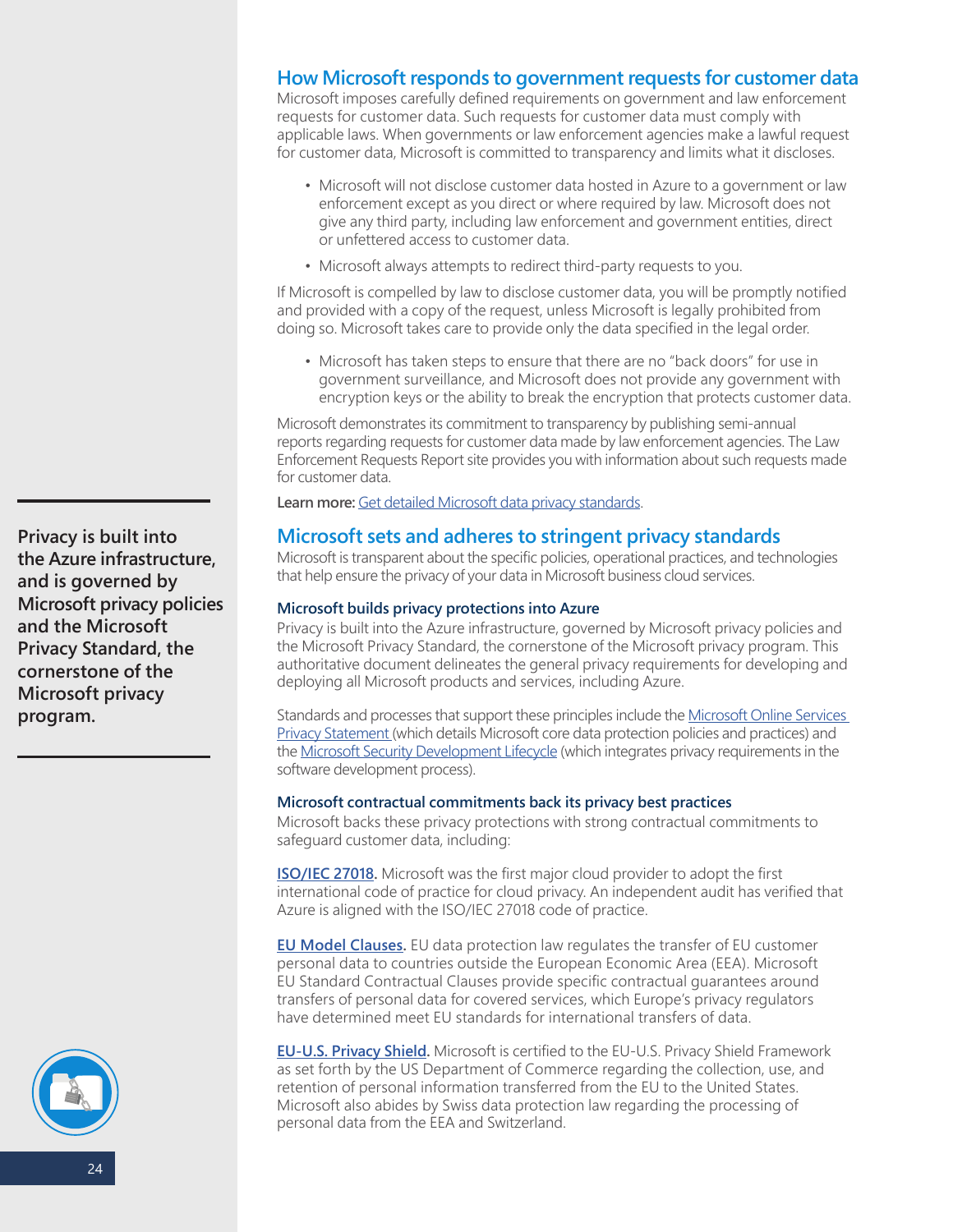## How Microsoft responds to government requests for customer data

Microsoft imposes carefully defined requirements on government and law enforcement requests for customer data. Such requests for customer data must comply with applicable laws. When governments or law enforcement agencies make a lawful request for customer data, Microsoft is committed to transparency and limits what it discloses.

- Microsoft will not disclose customer data hosted in Azure to a government or law enforcement except as you direct or where required by law. Microsoft does not give any third party, including law enforcement and government entities, direct or unfettered access to customer data.
- Microsoft always attempts to redirect third-party requests to you.

If Microsoft is compelled by law to disclose customer data, you will be promptly notified and provided with a copy of the request, unless Microsoft is legally prohibited from doing so. Microsoft takes care to provide only the data specified in the legal order.

- Microsoft has taken steps to ensure that there are no "back doors" for use in government surveillance, and Microsoft does not provide any government with encryption keys or the ability to break the encryption that protects customer data.

Microsoft demonstrates its commitment to transparency by publishing semi-annual reports regarding requests for customer data made by law enforcement agencies. The Law Enforcement Requests Report site provides you with information about such requests made for customer data.

**Learn more:** Get detailed Microsoft data privacy standards.

**Privacy is built into the Azure infrastructure, and is governed by Microsoft privacy policies and the Microsoft Privacy Standard, the cornerstone of the Microsoft privacy program.**

## Microsoft sets and adheres to stringent privacy standards

Microsoft is transparent about the specific policies, operational practices, and technologies that help ensure the privacy of your data in Microsoft business cloud services.

### Microsoft builds privacy protections into Azure

Privacy is built into the Azure infrastructure, governed by Microsoft privacy policies and the Microsoft Privacy Standard, the cornerstone of the Microsoft privacy program. This authoritative document delineates the general privacy requirements for developing and deploying all Microsoft products and services, including Azure.

Standards and processes that support these principles include the Microsoft Online Services Privacy Statement (which details Microsoft core data protection policies and practices) and the Microsoft Security Development Lifecycle (which integrates privacy requirements in the software development process).

### Microsoft contractual commitments back its privacy best practices

Microsoft backs these privacy protections with strong contractual commitments to safeguard customer data, including:

**ISO/IEC 27018.** Microsoft was the first major cloud provider to adopt the first international code of practice for cloud privacy. An independent audit has verified that Azure is aligned with the ISO/IEC 27018 code of practice.

**EU Model Clauses.** EU data protection law regulates the transfer of EU customer personal data to countries outside the European Economic Area (EEA). Microsoft EU Standard Contractual Clauses provide specific contractual guarantees around transfers of personal data for covered services, which Europe's privacy regulators have determined meet EU standards for international transfers of data.

**EU-U.S. Privacy Shield.** Microsoft is certified to the EU-U.S. Privacy Shield Framework as set forth by the US Department of Commerce regarding the collection, use, and retention of personal information transferred from the EU to the United States. Microsoft also abides by Swiss data protection law regarding the processing of personal data from the EEA and Switzerland.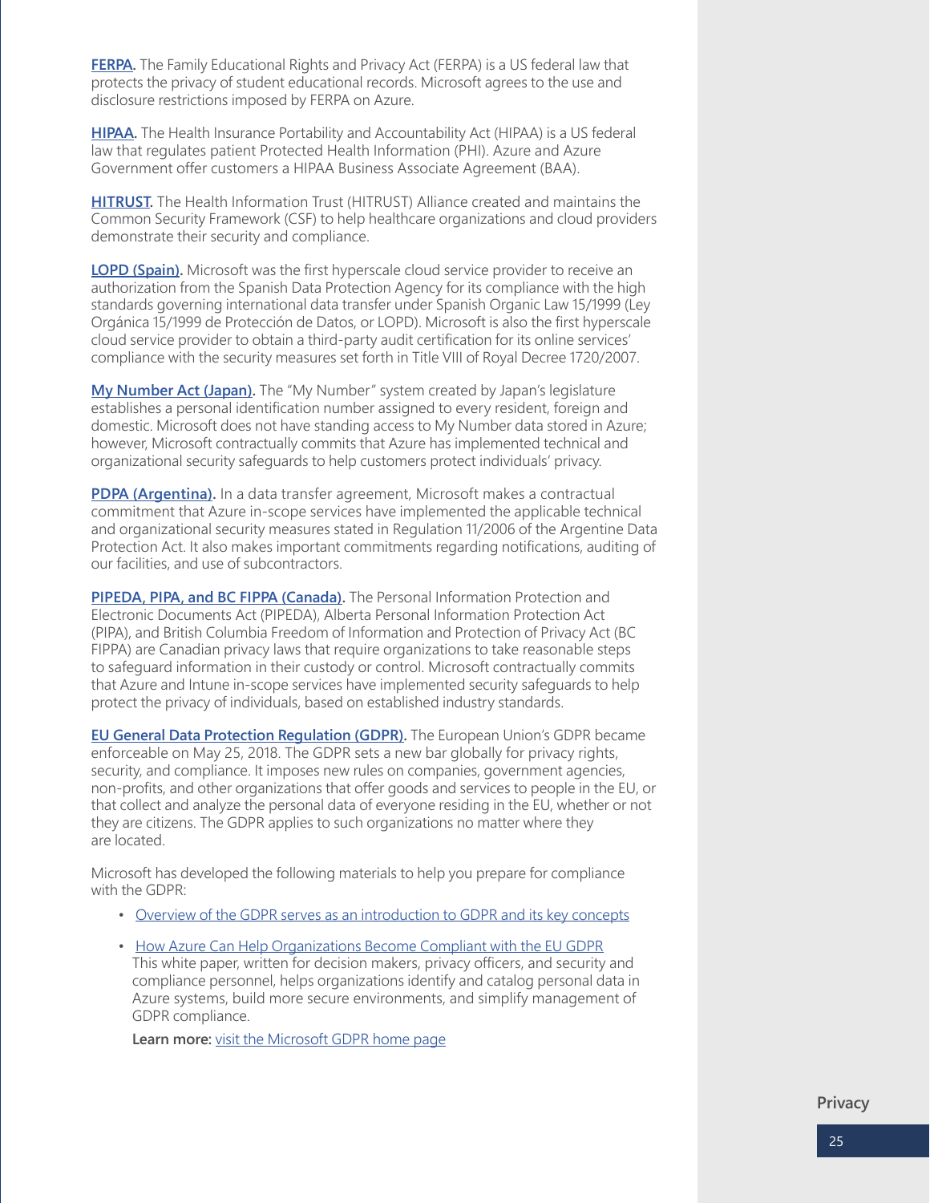**FERPA.** The Family Educational Rights and Privacy Act (FERPA) is a US federal law that protects the privacy of student educational records. Microsoft agrees to the use and disclosure restrictions imposed by FERPA on Azure.

**HIPAA.** The Health Insurance Portability and Accountability Act (HIPAA) is a US federal law that regulates patient Protected Health Information (PHI). Azure and Azure Government offer customers a HIPAA Business Associate Agreement (BAA).

**HITRUST.** The Health Information Trust (HITRUST) Alliance created and maintains the Common Security Framework (CSF) to help healthcare organizations and cloud providers demonstrate their security and compliance.

**LOPD (Spain).** Microsoft was the first hyperscale cloud service provider to receive an authorization from the Spanish Data Protection Agency for its compliance with the high standards governing international data transfer under Spanish Organic Law 15/1999 (Ley Orgánica 15/1999 de Protección de Datos, or LOPD). Microsoft is also the first hyperscale cloud service provider to obtain a third-party audit certification for its online services' compliance with the security measures set forth in Title VIII of Royal Decree 1720/2007.

**My Number Act (Japan).** The "My Number" system created by Japan's legislature establishes a personal identification number assigned to every resident, foreign and domestic. Microsoft does not have standing access to My Number data stored in Azure; however, Microsoft contractually commits that Azure has implemented technical and organizational security safeguards to help customers protect individuals' privacy.

**PDPA (Argentina).** In a data transfer agreement, Microsoft makes a contractual commitment that Azure in-scope services have implemented the applicable technical and organizational security measures stated in Regulation 11/2006 of the Argentine Data Protection Act. It also makes important commitments regarding notifications, auditing of our facilities, and use of subcontractors.

**PIPEDA, PIPA, and BC FIPPA (Canada).** The Personal Information Protection and Electronic Documents Act (PIPEDA), Alberta Personal Information Protection Act (PIPA), and British Columbia Freedom of Information and Protection of Privacy Act (BC FIPPA) are Canadian privacy laws that require organizations to take reasonable steps to safeguard information in their custody or control. Microsoft contractually commits that Azure and Intune in-scope services have implemented security safeguards to help protect the privacy of individuals, based on established industry standards.

**EU General Data Protection Regulation (GDPR).** The European Union's GDPR became enforceable on May 25, 2018. The GDPR sets a new bar globally for privacy rights, security, and compliance. It imposes new rules on companies, government agencies, non-profits, and other organizations that offer goods and services to people in the EU, or that collect and analyze the personal data of everyone residing in the EU, whether or not they are citizens. The GDPR applies to such organizations no matter where they are located.

Microsoft has developed the following materials to help you prepare for compliance with the GDPR:

- Overview of the GDPR serves as an introduction to GDPR and its key concepts
- How Azure Can Help Organizations Become Compliant with the EU GDPR
  This white paper, written for decision makers, privacy officers, and security and compliance personnel, helps organizations identify and catalog personal data in Azure systems, build more secure environments, and simplify management of GDPR compliance.

  **Learn more:** visit the Microsoft GDPR home page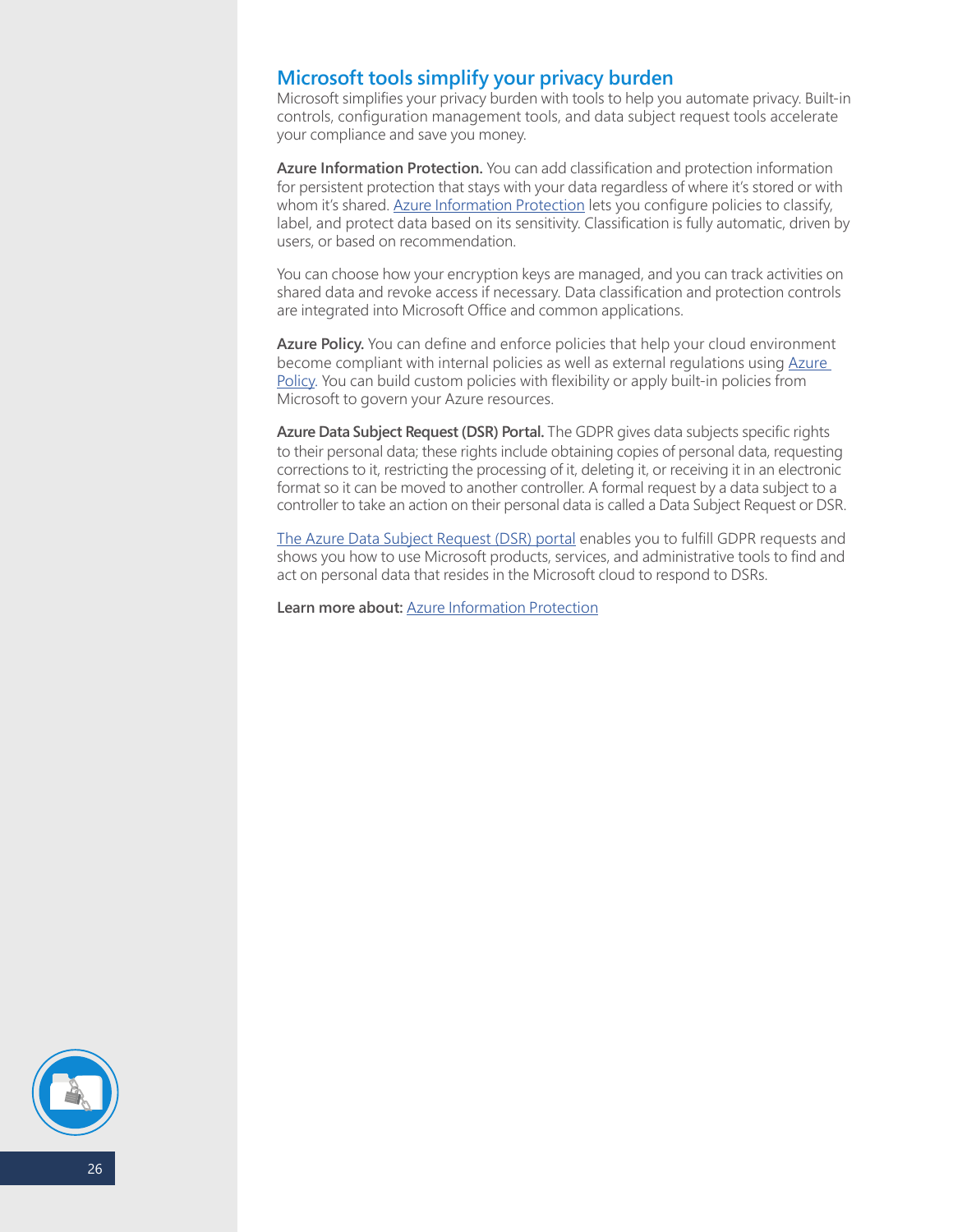## Microsoft tools simplify your privacy burden

Microsoft simplifies your privacy burden with tools to help you automate privacy. Built-in controls, configuration management tools, and data subject request tools accelerate your compliance and save you money.

**Azure Information Protection.** You can add classification and protection information for persistent protection that stays with your data regardless of where it's stored or with whom it's shared. Azure Information Protection lets you configure policies to classify, label, and protect data based on its sensitivity. Classification is fully automatic, driven by users, or based on recommendation.

You can choose how your encryption keys are managed, and you can track activities on shared data and revoke access if necessary. Data classification and protection controls are integrated into Microsoft Office and common applications.

**Azure Policy.** You can define and enforce policies that help your cloud environment become compliant with internal policies as well as external regulations using Azure Policy. You can build custom policies with flexibility or apply built-in policies from Microsoft to govern your Azure resources.

**Azure Data Subject Request (DSR) Portal.** The GDPR gives data subjects specific rights to their personal data; these rights include obtaining copies of personal data, requesting corrections to it, restricting the processing of it, deleting it, or receiving it in an electronic format so it can be moved to another controller. A formal request by a data subject to a controller to take an action on their personal data is called a Data Subject Request or DSR.

The Azure Data Subject Request (DSR) portal enables you to fulfill GDPR requests and shows you how to use Microsoft products, services, and administrative tools to find and act on personal data that resides in the Microsoft cloud to respond to DSRs.

**Learn more about:** Azure Information Protection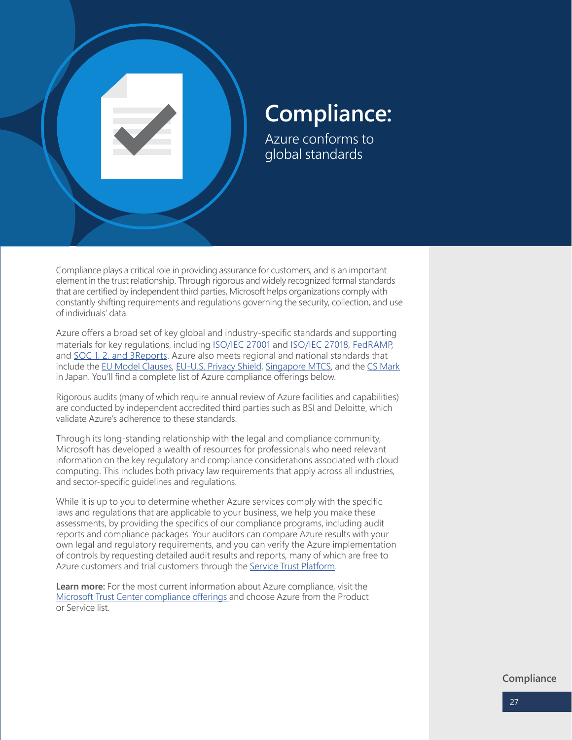# Compliance:

## Azure conforms to global standards

Compliance plays a critical role in providing assurance for customers, and is an important element in the trust relationship. Through rigorous and widely recognized formal standards that are certified by independent third parties, Microsoft helps organizations comply with constantly shifting requirements and regulations governing the security, collection, and use of individuals' data.

Azure offers a broad set of key global and industry-specific standards and supporting materials for key regulations, including ISO/IEC 27001 and ISO/IEC 27018, FedRAMP, and SOC 1, 2, and 3Reports. Azure also meets regional and national standards that include the EU Model Clauses, EU-U.S. Privacy Shield, Singapore MTCS, and the CS Mark in Japan. You'll find a complete list of Azure compliance offerings below.

Rigorous audits (many of which require annual review of Azure facilities and capabilities) are conducted by independent accredited third parties such as BSI and Deloitte, which validate Azure's adherence to these standards.

Through its long-standing relationship with the legal and compliance community, Microsoft has developed a wealth of resources for professionals who need relevant information on the key regulatory and compliance considerations associated with cloud computing. This includes both privacy law requirements that apply across all industries, and sector-specific guidelines and regulations.

While it is up to you to determine whether Azure services comply with the specific laws and regulations that are applicable to your business, we help you make these assessments, by providing the specifics of our compliance programs, including audit reports and compliance packages. Your auditors can compare Azure results with your own legal and regulatory requirements, and you can verify the Azure implementation of controls by requesting detailed audit results and reports, many of which are free to Azure customers and trial customers through the Service Trust Platform.

**Learn more:** For the most current information about Azure compliance, visit the Microsoft Trust Center compliance offerings and choose Azure from the Product or Service list.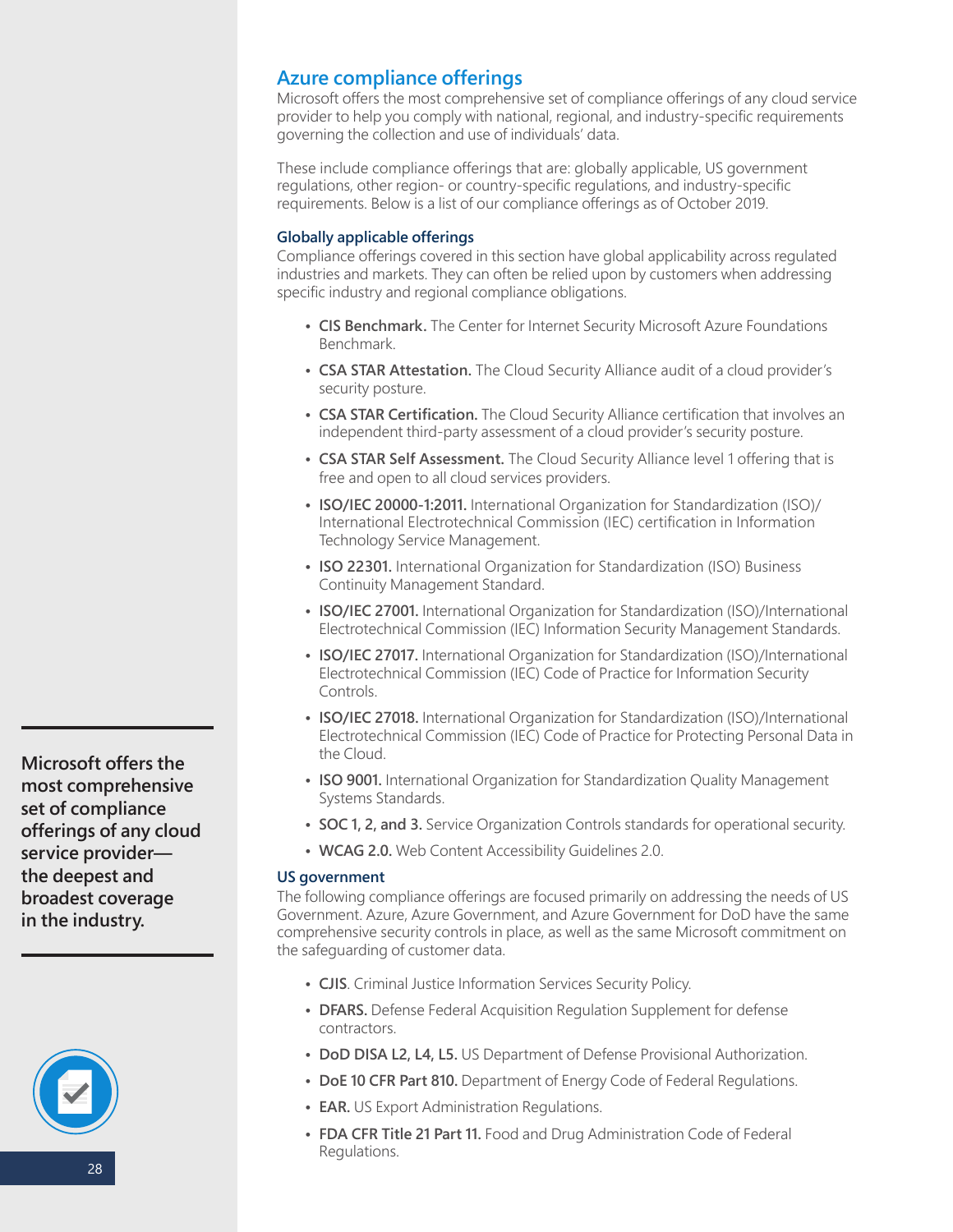## Azure compliance offerings

Microsoft offers the most comprehensive set of compliance offerings of any cloud service provider to help you comply with national, regional, and industry-specific requirements governing the collection and use of individuals' data.

These include compliance offerings that are: globally applicable, US government regulations, other region- or country-specific regulations, and industry-specific requirements. Below is a list of our compliance offerings as of October 2019.

**Microsoft offers the most comprehensive set of compliance offerings of any cloud service provider—the deepest and broadest coverage in the industry.**

### Globally applicable offerings

Compliance offerings covered in this section have global applicability across regulated industries and markets. They can often be relied upon by customers when addressing specific industry and regional compliance obligations.

- **CIS Benchmark.** The Center for Internet Security Microsoft Azure Foundations Benchmark.
- **CSA STAR Attestation.** The Cloud Security Alliance audit of a cloud provider's security posture.
- **CSA STAR Certification.** The Cloud Security Alliance certification that involves an independent third-party assessment of a cloud provider's security posture.
- **CSA STAR Self Assessment.** The Cloud Security Alliance level 1 offering that is free and open to all cloud services providers.
- **ISO/IEC 20000-1:2011.** International Organization for Standardization (ISO)/ International Electrotechnical Commission (IEC) certification in Information Technology Service Management.
- **ISO 22301.** International Organization for Standardization (ISO) Business Continuity Management Standard.
- **ISO/IEC 27001.** International Organization for Standardization (ISO)/International Electrotechnical Commission (IEC) Information Security Management Standards.
- **ISO/IEC 27017.** International Organization for Standardization (ISO)/International Electrotechnical Commission (IEC) Code of Practice for Information Security Controls.
- **ISO/IEC 27018.** International Organization for Standardization (ISO)/International Electrotechnical Commission (IEC) Code of Practice for Protecting Personal Data in the Cloud.
- **ISO 9001.** International Organization for Standardization Quality Management Systems Standards.
- **SOC 1, 2, and 3.** Service Organization Controls standards for operational security.
- **WCAG 2.0.** Web Content Accessibility Guidelines 2.0.

### US government

The following compliance offerings are focused primarily on addressing the needs of US Government. Azure, Azure Government, and Azure Government for DoD have the same comprehensive security controls in place, as well as the same Microsoft commitment on the safeguarding of customer data.

- **CJIS**. Criminal Justice Information Services Security Policy.
- **DFARS.** Defense Federal Acquisition Regulation Supplement for defense contractors.
- **DoD DISA L2, L4, L5.** US Department of Defense Provisional Authorization.
- **DoE 10 CFR Part 810.** Department of Energy Code of Federal Regulations.
- **EAR.** US Export Administration Regulations.
- **FDA CFR Title 21 Part 11.** Food and Drug Administration Code of Federal Regulations.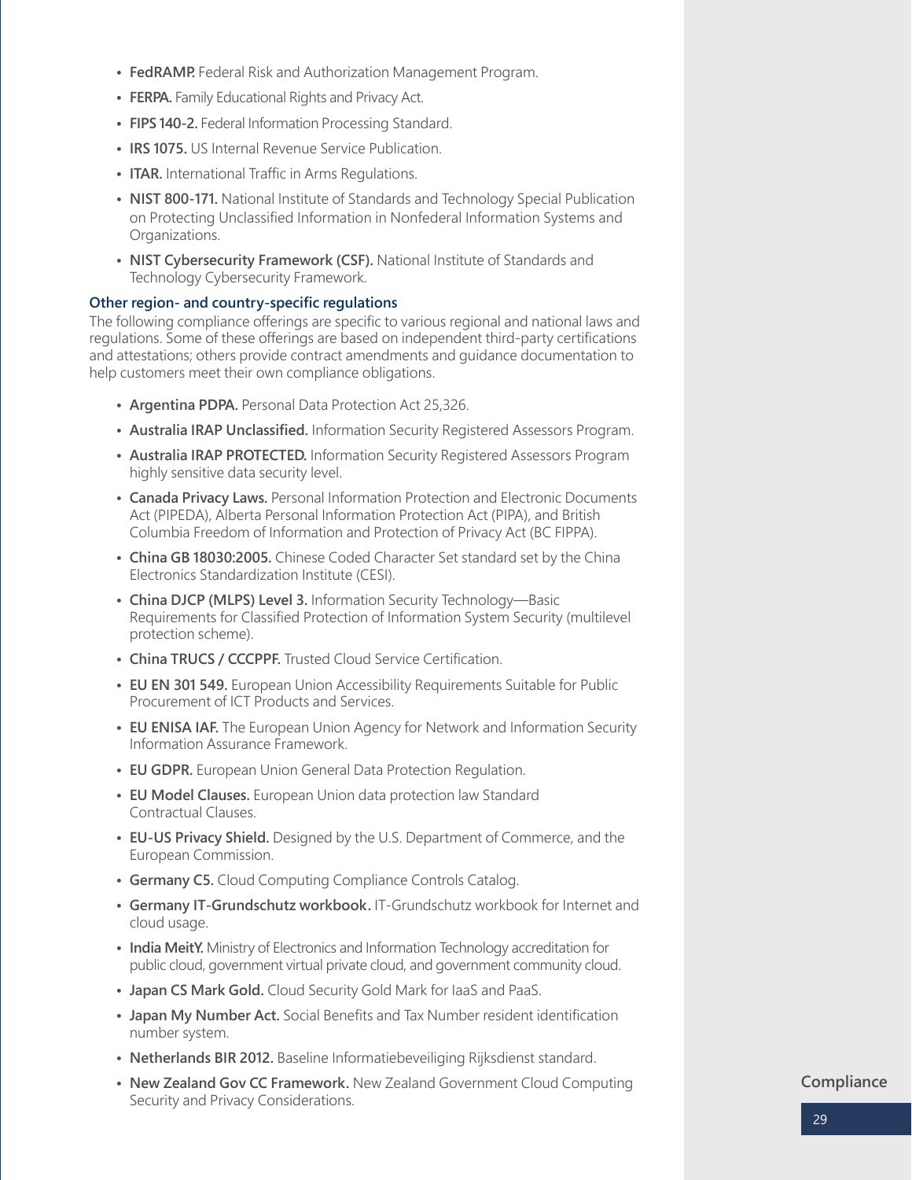- **FedRAMP.** Federal Risk and Authorization Management Program.
- **FERPA.** Family Educational Rights and Privacy Act.
- **FIPS 140-2.** Federal Information Processing Standard.
- **IRS 1075.** US Internal Revenue Service Publication.
- **ITAR.** International Traffic in Arms Regulations.
- **NIST 800-171.** National Institute of Standards and Technology Special Publication on Protecting Unclassified Information in Nonfederal Information Systems and Organizations.
- **NIST Cybersecurity Framework (CSF).** National Institute of Standards and Technology Cybersecurity Framework.

### Other region- and country-specific regulations

The following compliance offerings are specific to various regional and national laws and regulations. Some of these offerings are based on independent third-party certifications and attestations; others provide contract amendments and guidance documentation to help customers meet their own compliance obligations.

- **Argentina PDPA.** Personal Data Protection Act 25,326.
- **Australia IRAP Unclassified.** Information Security Registered Assessors Program.
- **Australia IRAP PROTECTED.** Information Security Registered Assessors Program highly sensitive data security level.
- **Canada Privacy Laws.** Personal Information Protection and Electronic Documents Act (PIPEDA), Alberta Personal Information Protection Act (PIPA), and British Columbia Freedom of Information and Protection of Privacy Act (BC FIPPA).
- **China GB 18030:2005.** Chinese Coded Character Set standard set by the China Electronics Standardization Institute (CESI).
- **China DJCP (MLPS) Level 3.** Information Security Technology—Basic Requirements for Classified Protection of Information System Security (multilevel protection scheme).
- **China TRUCS / CCCPPF.** Trusted Cloud Service Certification.
- **EU EN 301 549.** European Union Accessibility Requirements Suitable for Public Procurement of ICT Products and Services.
- **EU ENISA IAF.** The European Union Agency for Network and Information Security Information Assurance Framework.
- **EU GDPR.** European Union General Data Protection Regulation.
- **EU Model Clauses.** European Union data protection law Standard Contractual Clauses.
- **EU-US Privacy Shield.** Designed by the U.S. Department of Commerce, and the European Commission.
- **Germany C5.** Cloud Computing Compliance Controls Catalog.
- **Germany IT-Grundschutz workbook.** IT-Grundschutz workbook for Internet and cloud usage.
- **India MeitY.** Ministry of Electronics and Information Technology accreditation for public cloud, government virtual private cloud, and government community cloud.
- **Japan CS Mark Gold.** Cloud Security Gold Mark for IaaS and PaaS.
- **Japan My Number Act.** Social Benefits and Tax Number resident identification number system.
- **Netherlands BIR 2012.** Baseline Informatiebeveiliging Rijksdienst standard.
- **New Zealand Gov CC Framework.** New Zealand Government Cloud Computing Security and Privacy Considerations.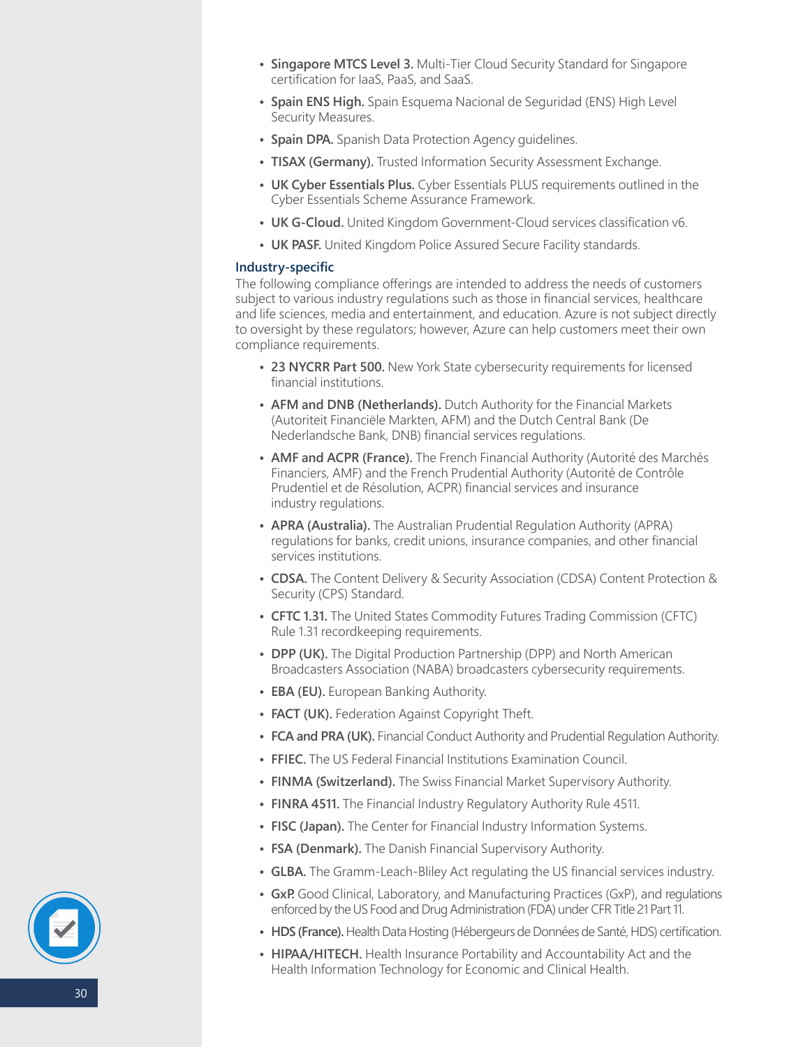- **Singapore MTCS Level 3.** Multi-Tier Cloud Security Standard for Singapore certification for IaaS, PaaS, and SaaS.
- **Spain ENS High.** Spain Esquema Nacional de Seguridad (ENS) High Level Security Measures.
- **Spain DPA.** Spanish Data Protection Agency guidelines.
- **TISAX (Germany).** Trusted Information Security Assessment Exchange.
- **UK Cyber Essentials Plus.** Cyber Essentials PLUS requirements outlined in the Cyber Essentials Scheme Assurance Framework.
- **UK G-Cloud.** United Kingdom Government-Cloud services classification v6.
- **UK PASF.** United Kingdom Police Assured Secure Facility standards.

### Industry-specific

The following compliance offerings are intended to address the needs of customers subject to various industry regulations such as those in financial services, healthcare and life sciences, media and entertainment, and education. Azure is not subject directly to oversight by these regulators; however, Azure can help customers meet their own compliance requirements.

- **23 NYCRR Part 500.** New York State cybersecurity requirements for licensed financial institutions.
- **AFM and DNB (Netherlands).** Dutch Authority for the Financial Markets (Autoriteit Financiële Markten, AFM) and the Dutch Central Bank (De Nederlandsche Bank, DNB) financial services regulations.
- **AMF and ACPR (France).** The French Financial Authority (Autorité des Marchés Financiers, AMF) and the French Prudential Authority (Autorité de Contrôle Prudentiel et de Résolution, ACPR) financial services and insurance industry regulations.
- **APRA (Australia).** The Australian Prudential Regulation Authority (APRA) regulations for banks, credit unions, insurance companies, and other financial services institutions.
- **CDSA.** The Content Delivery & Security Association (CDSA) Content Protection & Security (CPS) Standard.
- **CFTC 1.31.** The United States Commodity Futures Trading Commission (CFTC) Rule 1.31 recordkeeping requirements.
- **DPP (UK).** The Digital Production Partnership (DPP) and North American Broadcasters Association (NABA) broadcasters cybersecurity requirements.
- **EBA (EU).** European Banking Authority.
- **FACT (UK).** Federation Against Copyright Theft.
- **FCA and PRA (UK).** Financial Conduct Authority and Prudential Regulation Authority.
- **FFIEC.** The US Federal Financial Institutions Examination Council.
- **FINMA (Switzerland).** The Swiss Financial Market Supervisory Authority.
- **FINRA 4511.** The Financial Industry Regulatory Authority Rule 4511.
- **FISC (Japan).** The Center for Financial Industry Information Systems.
- **FSA (Denmark).** The Danish Financial Supervisory Authority.
- **GLBA.** The Gramm-Leach-Bliley Act regulating the US financial services industry.
- **GxP.** Good Clinical, Laboratory, and Manufacturing Practices (GxP), and regulations enforced by the US Food and Drug Administration (FDA) under CFR Title 21 Part 11.
- **HDS (France).** Health Data Hosting (Hébergeurs de Données de Santé, HDS) certification.
- **HIPAA/HITECH.** Health Insurance Portability and Accountability Act and the Health Information Technology for Economic and Clinical Health.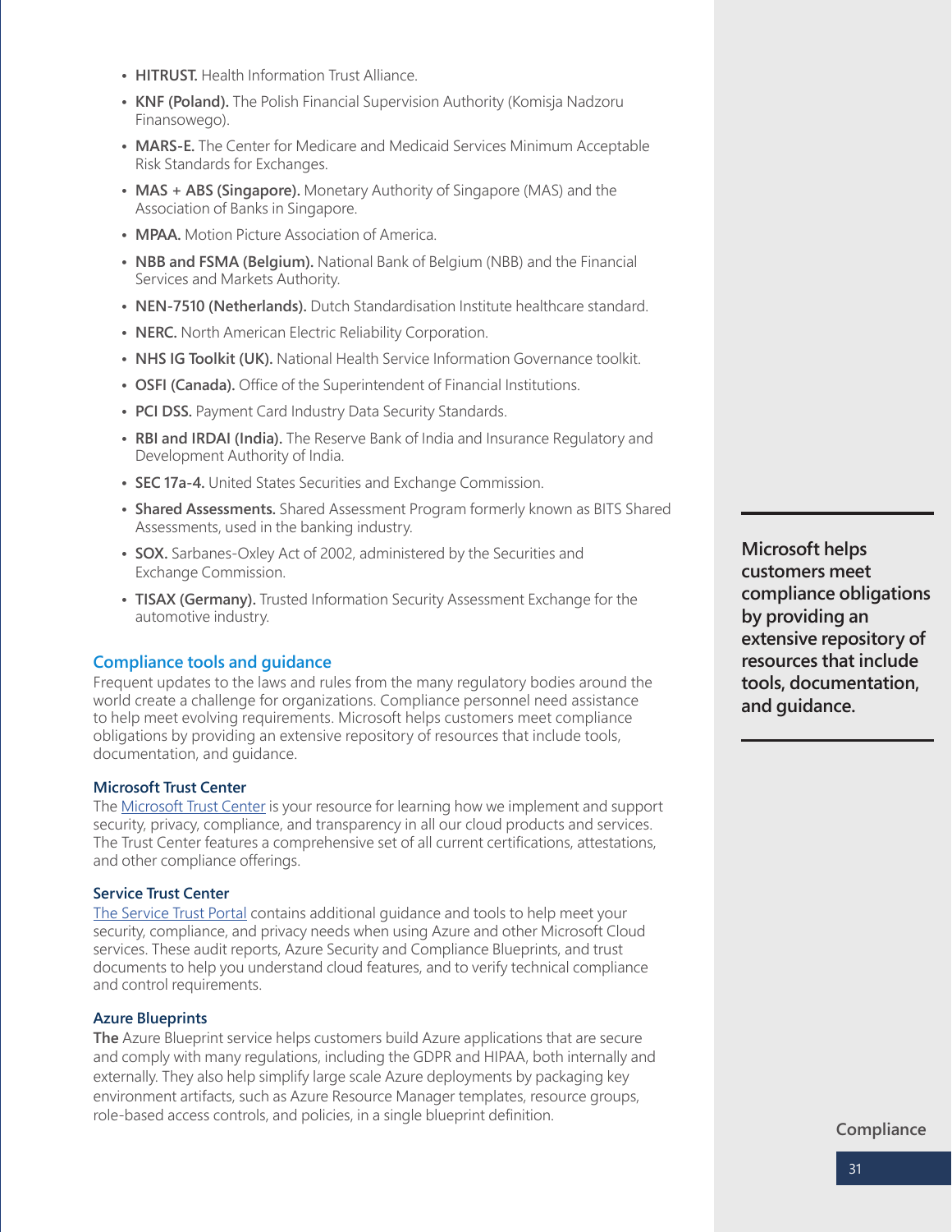- **HITRUST.** Health Information Trust Alliance.
- **KNF (Poland).** The Polish Financial Supervision Authority (Komisja Nadzoru Finansowego).
- **MARS-E.** The Center for Medicare and Medicaid Services Minimum Acceptable Risk Standards for Exchanges.
- **MAS + ABS (Singapore).** Monetary Authority of Singapore (MAS) and the Association of Banks in Singapore.
- **MPAA.** Motion Picture Association of America.
- **NBB and FSMA (Belgium).** National Bank of Belgium (NBB) and the Financial Services and Markets Authority.
- **NEN-7510 (Netherlands).** Dutch Standardisation Institute healthcare standard.
- **NERC.** North American Electric Reliability Corporation.
- **NHS IG Toolkit (UK).** National Health Service Information Governance toolkit.
- **OSFI (Canada).** Office of the Superintendent of Financial Institutions.
- **PCI DSS.** Payment Card Industry Data Security Standards.
- **RBI and IRDAI (India).** The Reserve Bank of India and Insurance Regulatory and Development Authority of India.
- **SEC 17a-4.** United States Securities and Exchange Commission.
- **Shared Assessments.** Shared Assessment Program formerly known as BITS Shared Assessments, used in the banking industry.
- **SOX.** Sarbanes-Oxley Act of 2002, administered by the Securities and Exchange Commission.
- **TISAX (Germany).** Trusted Information Security Assessment Exchange for the automotive industry.

## Compliance tools and guidance

Frequent updates to the laws and rules from the many regulatory bodies around the world create a challenge for organizations. Compliance personnel need assistance to help meet evolving requirements. Microsoft helps customers meet compliance obligations by providing an extensive repository of resources that include tools, documentation, and guidance.

**Microsoft helps customers meet compliance obligations by providing an extensive repository of resources that include tools, documentation, and guidance.**

### Microsoft Trust Center

The Microsoft Trust Center is your resource for learning how we implement and support security, privacy, compliance, and transparency in all our cloud products and services. The Trust Center features a comprehensive set of all current certifications, attestations, and other compliance offerings.

### Service Trust Center

The Service Trust Portal contains additional guidance and tools to help meet your security, compliance, and privacy needs when using Azure and other Microsoft Cloud services. These audit reports, Azure Security and Compliance Blueprints, and trust documents to help you understand cloud features, and to verify technical compliance and control requirements.

### Azure Blueprints

**The** Azure Blueprint service helps customers build Azure applications that are secure and comply with many regulations, including the GDPR and HIPAA, both internally and externally. They also help simplify large scale Azure deployments by packaging key environment artifacts, such as Azure Resource Manager templates, resource groups, role-based access controls, and policies, in a single blueprint definition.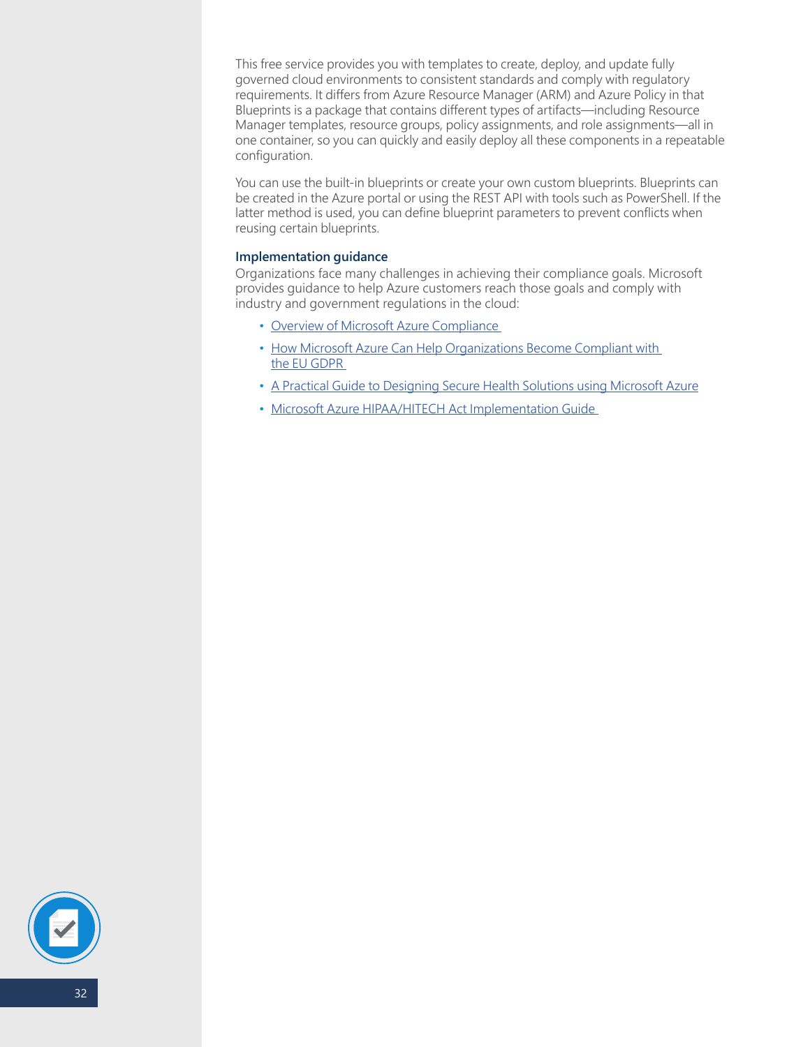This free service provides you with templates to create, deploy, and update fully governed cloud environments to consistent standards and comply with regulatory requirements. It differs from Azure Resource Manager (ARM) and Azure Policy in that Blueprints is a package that contains different types of artifacts—including Resource Manager templates, resource groups, policy assignments, and role assignments—all in one container, so you can quickly and easily deploy all these components in a repeatable configuration.

You can use the built-in blueprints or create your own custom blueprints. Blueprints can be created in the Azure portal or using the REST API with tools such as PowerShell. If the latter method is used, you can define blueprint parameters to prevent conflicts when reusing certain blueprints.

### Implementation guidance

Organizations face many challenges in achieving their compliance goals. Microsoft provides guidance to help Azure customers reach those goals and comply with industry and government regulations in the cloud:

- Overview of Microsoft Azure Compliance
- How Microsoft Azure Can Help Organizations Become Compliant with the EU GDPR
- A Practical Guide to Designing Secure Health Solutions using Microsoft Azure
- Microsoft Azure HIPAA/HITECH Act Implementation Guide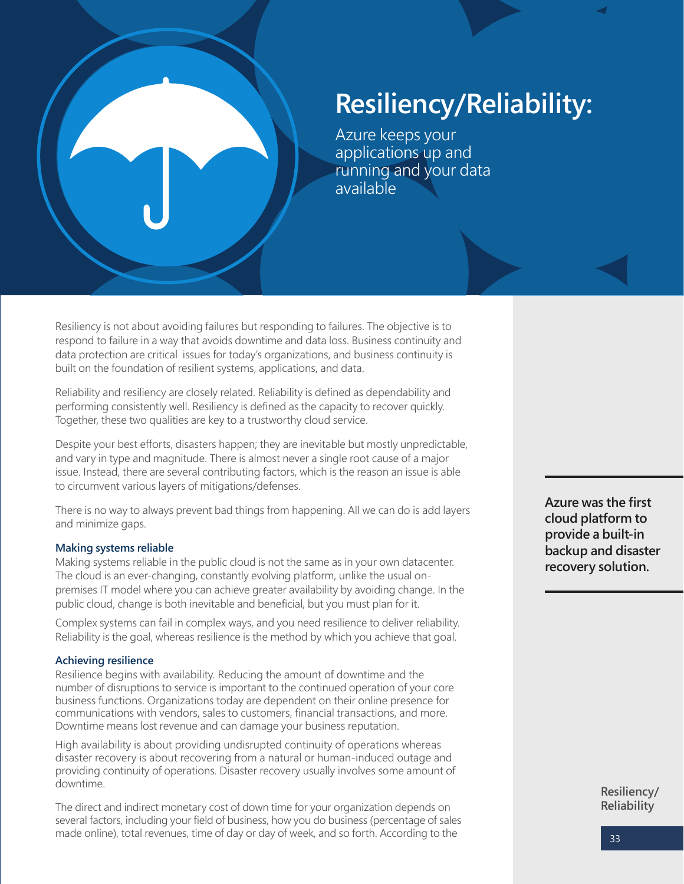# Resiliency/Reliability:

Azure keeps your applications up and running and your data available

Resiliency is not about avoiding failures but responding to failures. The objective is to respond to failure in a way that avoids downtime and data loss. Business continuity and data protection are critical issues for today's organizations, and business continuity is built on the foundation of resilient systems, applications, and data.

Reliability and resiliency are closely related. Reliability is defined as dependability and performing consistently well. Resiliency is defined as the capacity to recover quickly. Together, these two qualities are key to a trustworthy cloud service.

Despite your best efforts, disasters happen; they are inevitable but mostly unpredictable, and vary in type and magnitude. There is almost never a single root cause of a major issue. Instead, there are several contributing factors, which is the reason an issue is able to circumvent various layers of mitigations/defenses.

There is no way to always prevent bad things from happening. All we can do is add layers and minimize gaps.

**Azure was the first cloud platform to provide a built-in backup and disaster recovery solution.**

### Making systems reliable

Making systems reliable in the public cloud is not the same as in your own datacenter. The cloud is an ever-changing, constantly evolving platform, unlike the usual on-premises IT model where you can achieve greater availability by avoiding change. In the public cloud, change is both inevitable and beneficial, but you must plan for it.

Complex systems can fail in complex ways, and you need resilience to deliver reliability. Reliability is the goal, whereas resilience is the method by which you achieve that goal.

### Achieving resilience

Resilience begins with availability. Reducing the amount of downtime and the number of disruptions to service is important to the continued operation of your core business functions. Organizations today are dependent on their online presence for communications with vendors, sales to customers, financial transactions, and more. Downtime means lost revenue and can damage your business reputation.

High availability is about providing undisrupted continuity of operations whereas disaster recovery is about recovering from a natural or human-induced outage and providing continuity of operations. Disaster recovery usually involves some amount of downtime.

The direct and indirect monetary cost of down time for your organization depends on several factors, including your field of business, how you do business (percentage of sales made online), total revenues, time of day or day of week, and so forth. According to the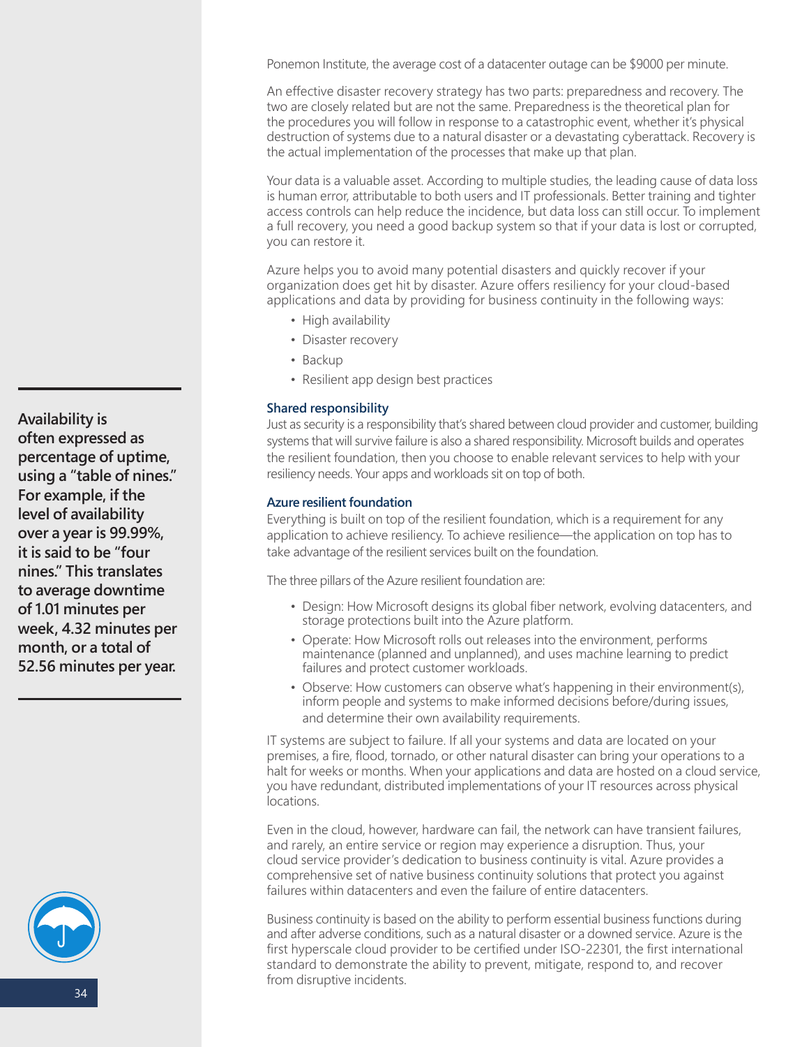Ponemon Institute, the average cost of a datacenter outage can be $9000 per minute.

An effective disaster recovery strategy has two parts: preparedness and recovery. The two are closely related but are not the same. Preparedness is the theoretical plan for the procedures you will follow in response to a catastrophic event, whether it's physical destruction of systems due to a natural disaster or a devastating cyberattack. Recovery is the actual implementation of the processes that make up that plan.

Your data is a valuable asset. According to multiple studies, the leading cause of data loss is human error, attributable to both users and IT professionals. Better training and tighter access controls can help reduce the incidence, but data loss can still occur. To implement a full recovery, you need a good backup system so that if your data is lost or corrupted, you can restore it.

Azure helps you to avoid many potential disasters and quickly recover if your organization does get hit by disaster. Azure offers resiliency for your cloud-based applications and data by providing for business continuity in the following ways:

- High availability
- Disaster recovery
- Backup
- Resilient app design best practices

**Availability is often expressed as percentage of uptime, using a "table of nines." For example, if the level of availability over a year is 99.99%, it is said to be "four nines." This translates to average downtime of 1.01 minutes per week, 4.32 minutes per month, or a total of 52.56 minutes per year.**

### Shared responsibility

Just as security is a responsibility that's shared between cloud provider and customer, building systems that will survive failure is also a shared responsibility. Microsoft builds and operates the resilient foundation, then you choose to enable relevant services to help with your resiliency needs. Your apps and workloads sit on top of both.

### Azure resilient foundation

Everything is built on top of the resilient foundation, which is a requirement for any application to achieve resiliency. To achieve resilience—the application on top has to take advantage of the resilient services built on the foundation.

The three pillars of the Azure resilient foundation are:

- Design: How Microsoft designs its global fiber network, evolving datacenters, and storage protections built into the Azure platform.
- Operate: How Microsoft rolls out releases into the environment, performs maintenance (planned and unplanned), and uses machine learning to predict failures and protect customer workloads.
- Observe: How customers can observe what's happening in their environment(s), inform people and systems to make informed decisions before/during issues, and determine their own availability requirements.

IT systems are subject to failure. If all your systems and data are located on your premises, a fire, flood, tornado, or other natural disaster can bring your operations to a halt for weeks or months. When your applications and data are hosted on a cloud service, you have redundant, distributed implementations of your IT resources across physical locations.

Even in the cloud, however, hardware can fail, the network can have transient failures, and rarely, an entire service or region may experience a disruption. Thus, your cloud service provider's dedication to business continuity is vital. Azure provides a comprehensive set of native business continuity solutions that protect you against failures within datacenters and even the failure of entire datacenters.

Business continuity is based on the ability to perform essential business functions during and after adverse conditions, such as a natural disaster or a downed service. Azure is the first hyperscale cloud provider to be certified under ISO-22301, the first international standard to demonstrate the ability to prevent, mitigate, respond to, and recover from disruptive incidents.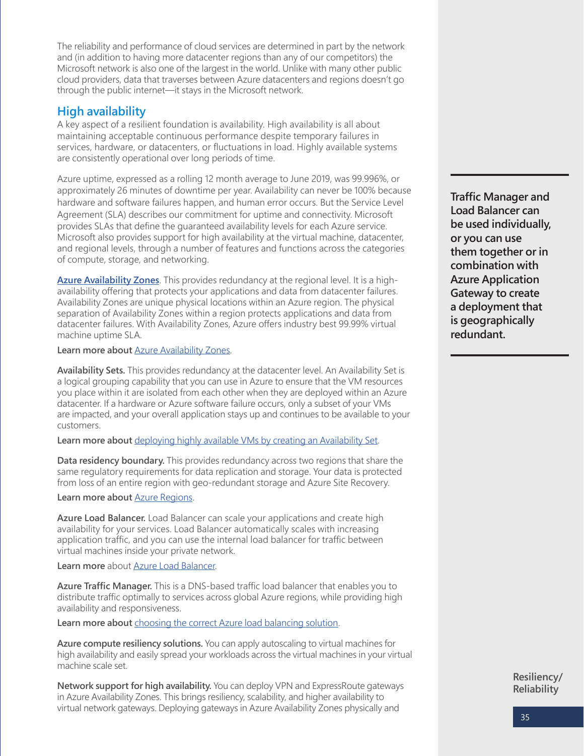The reliability and performance of cloud services are determined in part by the network and (in addition to having more datacenter regions than any of our competitors) the Microsoft network is also one of the largest in the world. Unlike with many other public cloud providers, data that traverses between Azure datacenters and regions doesn't go through the public internet—it stays in the Microsoft network.

## High availability

A key aspect of a resilient foundation is availability. High availability is all about maintaining acceptable continuous performance despite temporary failures in services, hardware, or datacenters, or fluctuations in load. Highly available systems are consistently operational over long periods of time.

Azure uptime, expressed as a rolling 12 month average to June 2019, was 99.996%, or approximately 26 minutes of downtime per year. Availability can never be 100% because hardware and software failures happen, and human error occurs. But the Service Level Agreement (SLA) describes our commitment for uptime and connectivity. Microsoft provides SLAs that define the guaranteed availability levels for each Azure service. Microsoft also provides support for high availability at the virtual machine, datacenter, and regional levels, through a number of features and functions across the categories of compute, storage, and networking.

**Traffic Manager and Load Balancer can be used individually, or you can use them together or in combination with Azure Application Gateway to create a deployment that is geographically redundant.**

**Azure Availability Zones**. This provides redundancy at the regional level. It is a high-availability offering that protects your applications and data from datacenter failures. Availability Zones are unique physical locations within an Azure region. The physical separation of Availability Zones within a region protects applications and data from datacenter failures. With Availability Zones, Azure offers industry best 99.99% virtual machine uptime SLA.

**Learn more about** Azure Availability Zones.

**Availability Sets.** This provides redundancy at the datacenter level. An Availability Set is a logical grouping capability that you can use in Azure to ensure that the VM resources you place within it are isolated from each other when they are deployed within an Azure datacenter. If a hardware or Azure software failure occurs, only a subset of your VMs are impacted, and your overall application stays up and continues to be available to your customers.

**Learn more about** deploying highly available VMs by creating an Availability Set.

**Data residency boundary.** This provides redundancy across two regions that share the same regulatory requirements for data replication and storage. Your data is protected from loss of an entire region with geo-redundant storage and Azure Site Recovery.

**Learn more about** Azure Regions.

**Azure Load Balancer.** Load Balancer can scale your applications and create high availability for your services. Load Balancer automatically scales with increasing application traffic, and you can use the internal load balancer for traffic between virtual machines inside your private network.

**Learn more** about Azure Load Balancer.

**Azure Traffic Manager.** This is a DNS-based traffic load balancer that enables you to distribute traffic optimally to services across global Azure regions, while providing high availability and responsiveness.

**Learn more about** choosing the correct Azure load balancing solution.

**Azure compute resiliency solutions.** You can apply autoscaling to virtual machines for high availability and easily spread your workloads across the virtual machines in your virtual machine scale set.

**Network support for high availability.** You can deploy VPN and ExpressRoute gateways in Azure Availability Zones. This brings resiliency, scalability, and higher availability to virtual network gateways. Deploying gateways in Azure Availability Zones physically and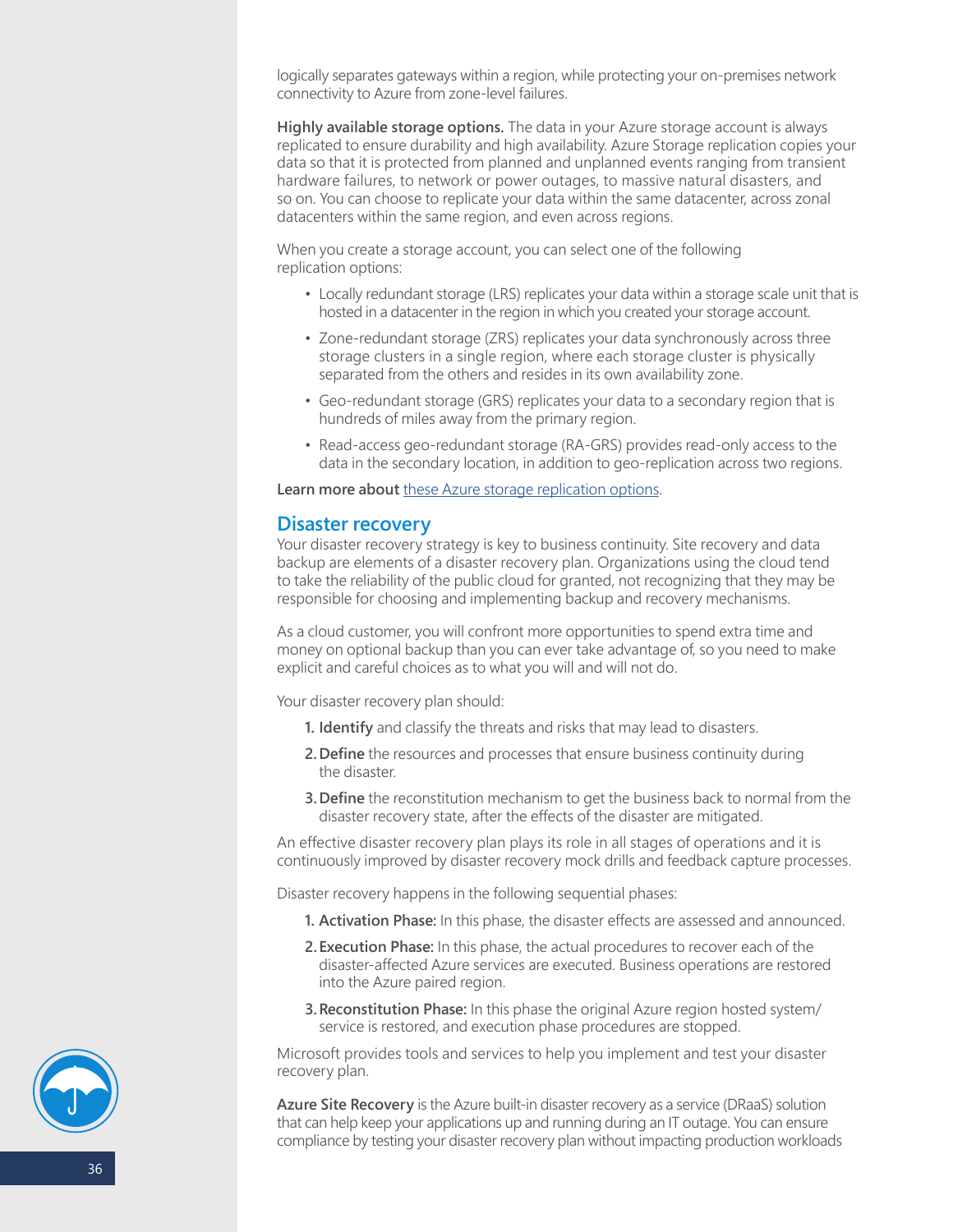logically separates gateways within a region, while protecting your on-premises network connectivity to Azure from zone-level failures.

**Highly available storage options.** The data in your Azure storage account is always replicated to ensure durability and high availability. Azure Storage replication copies your data so that it is protected from planned and unplanned events ranging from transient hardware failures, to network or power outages, to massive natural disasters, and so on. You can choose to replicate your data within the same datacenter, across zonal datacenters within the same region, and even across regions.

When you create a storage account, you can select one of the following replication options:

- Locally redundant storage (LRS) replicates your data within a storage scale unit that is hosted in a datacenter in the region in which you created your storage account.
- Zone-redundant storage (ZRS) replicates your data synchronously across three storage clusters in a single region, where each storage cluster is physically separated from the others and resides in its own availability zone.
- Geo-redundant storage (GRS) replicates your data to a secondary region that is hundreds of miles away from the primary region.
- Read-access geo-redundant storage (RA-GRS) provides read-only access to the data in the secondary location, in addition to geo-replication across two regions.

**Learn more about** these Azure storage replication options.

## Disaster recovery

Your disaster recovery strategy is key to business continuity. Site recovery and data backup are elements of a disaster recovery plan. Organizations using the cloud tend to take the reliability of the public cloud for granted, not recognizing that they may be responsible for choosing and implementing backup and recovery mechanisms.

As a cloud customer, you will confront more opportunities to spend extra time and money on optional backup than you can ever take advantage of, so you need to make explicit and careful choices as to what you will and will not do.

Your disaster recovery plan should:

1. **Identify** and classify the threats and risks that may lead to disasters.
2. **Define** the resources and processes that ensure business continuity during the disaster.
3. **Define** the reconstitution mechanism to get the business back to normal from the disaster recovery state, after the effects of the disaster are mitigated.

An effective disaster recovery plan plays its role in all stages of operations and it is continuously improved by disaster recovery mock drills and feedback capture processes.

Disaster recovery happens in the following sequential phases:

1. **Activation Phase:** In this phase, the disaster effects are assessed and announced.
2. **Execution Phase:** In this phase, the actual procedures to recover each of the disaster-affected Azure services are executed. Business operations are restored into the Azure paired region.
3. **Reconstitution Phase:** In this phase the original Azure region hosted system/service is restored, and execution phase procedures are stopped.

Microsoft provides tools and services to help you implement and test your disaster recovery plan.

**Azure Site Recovery** is the Azure built-in disaster recovery as a service (DRaaS) solution that can help keep your applications up and running during an IT outage. You can ensure compliance by testing your disaster recovery plan without impacting production workloads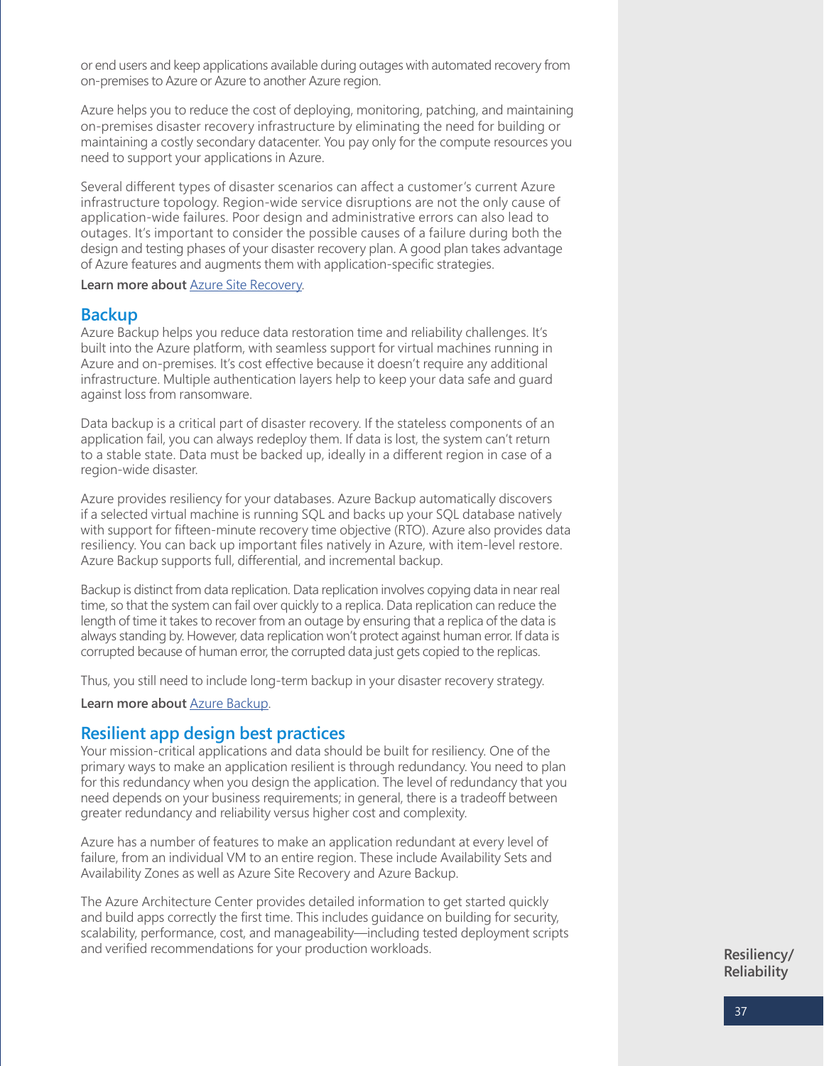or end users and keep applications available during outages with automated recovery from on-premises to Azure or Azure to another Azure region.

Azure helps you to reduce the cost of deploying, monitoring, patching, and maintaining on-premises disaster recovery infrastructure by eliminating the need for building or maintaining a costly secondary datacenter. You pay only for the compute resources you need to support your applications in Azure.

Several different types of disaster scenarios can affect a customer's current Azure infrastructure topology. Region-wide service disruptions are not the only cause of application-wide failures. Poor design and administrative errors can also lead to outages. It's important to consider the possible causes of a failure during both the design and testing phases of your disaster recovery plan. A good plan takes advantage of Azure features and augments them with application-specific strategies.

**Learn more about** Azure Site Recovery.

## Backup

Azure Backup helps you reduce data restoration time and reliability challenges. It's built into the Azure platform, with seamless support for virtual machines running in Azure and on-premises. It's cost effective because it doesn't require any additional infrastructure. Multiple authentication layers help to keep your data safe and guard against loss from ransomware.

Data backup is a critical part of disaster recovery. If the stateless components of an application fail, you can always redeploy them. If data is lost, the system can't return to a stable state. Data must be backed up, ideally in a different region in case of a region-wide disaster.

Azure provides resiliency for your databases. Azure Backup automatically discovers if a selected virtual machine is running SQL and backs up your SQL database natively with support for fifteen-minute recovery time objective (RTO). Azure also provides data resiliency. You can back up important files natively in Azure, with item-level restore. Azure Backup supports full, differential, and incremental backup.

Backup is distinct from data replication. Data replication involves copying data in near real time, so that the system can fail over quickly to a replica. Data replication can reduce the length of time it takes to recover from an outage by ensuring that a replica of the data is always standing by. However, data replication won't protect against human error. If data is corrupted because of human error, the corrupted data just gets copied to the replicas.

Thus, you still need to include long-term backup in your disaster recovery strategy.

**Learn more about** Azure Backup.

## Resilient app design best practices

Your mission-critical applications and data should be built for resiliency. One of the primary ways to make an application resilient is through redundancy. You need to plan for this redundancy when you design the application. The level of redundancy that you need depends on your business requirements; in general, there is a tradeoff between greater redundancy and reliability versus higher cost and complexity.

Azure has a number of features to make an application redundant at every level of failure, from an individual VM to an entire region. These include Availability Sets and Availability Zones as well as Azure Site Recovery and Azure Backup.

The Azure Architecture Center provides detailed information to get started quickly and build apps correctly the first time. This includes guidance on building for security, scalability, performance, cost, and manageability—including tested deployment scripts and verified recommendations for your production workloads.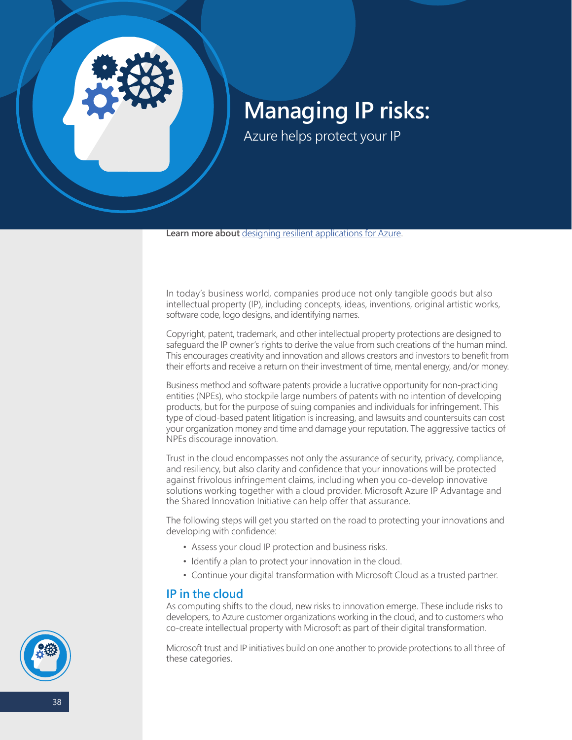# Managing IP risks:

Azure helps protect your IP

**Learn more about** designing resilient applications for Azure.

In today's business world, companies produce not only tangible goods but also intellectual property (IP), including concepts, ideas, inventions, original artistic works, software code, logo designs, and identifying names.

Copyright, patent, trademark, and other intellectual property protections are designed to safeguard the IP owner's rights to derive the value from such creations of the human mind. This encourages creativity and innovation and allows creators and investors to benefit from their efforts and receive a return on their investment of time, mental energy, and/or money.

Business method and software patents provide a lucrative opportunity for non-practicing entities (NPEs), who stockpile large numbers of patents with no intention of developing products, but for the purpose of suing companies and individuals for infringement. This type of cloud-based patent litigation is increasing, and lawsuits and countersuits can cost your organization money and time and damage your reputation. The aggressive tactics of NPEs discourage innovation.

Trust in the cloud encompasses not only the assurance of security, privacy, compliance, and resiliency, but also clarity and confidence that your innovations will be protected against frivolous infringement claims, including when you co-develop innovative solutions working together with a cloud provider. Microsoft Azure IP Advantage and the Shared Innovation Initiative can help offer that assurance.

The following steps will get you started on the road to protecting your innovations and developing with confidence:

- Assess your cloud IP protection and business risks.
- Identify a plan to protect your innovation in the cloud.
- Continue your digital transformation with Microsoft Cloud as a trusted partner.

## IP in the cloud

As computing shifts to the cloud, new risks to innovation emerge. These include risks to developers, to Azure customer organizations working in the cloud, and to customers who co-create intellectual property with Microsoft as part of their digital transformation.

Microsoft trust and IP initiatives build on one another to provide protections to all three of these categories.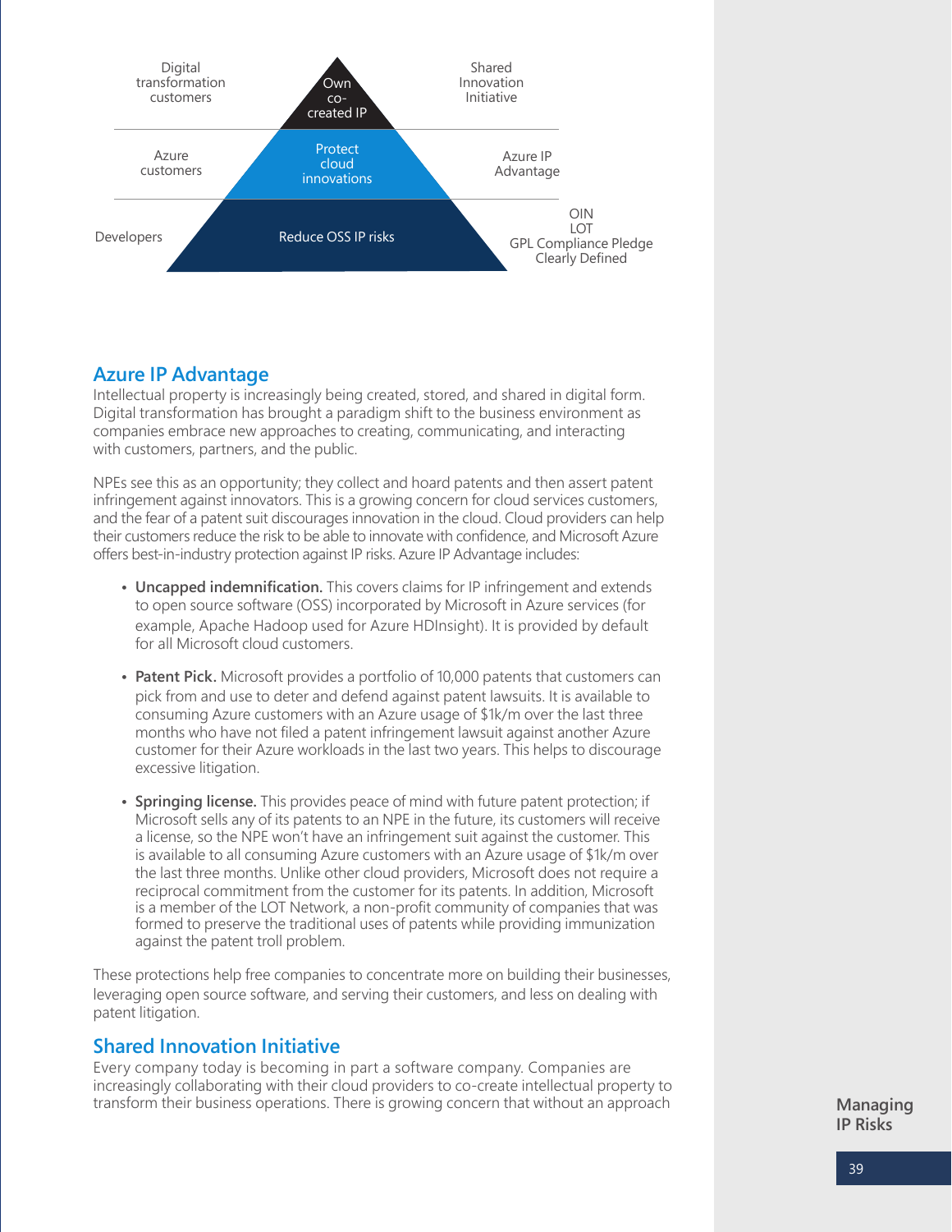| Audience | Goal | Offerings |
| --- | --- | --- |
| Digital transformation customers | Own co-created IP | Shared Innovation Initiative |
| Azure customers | Protect cloud innovations | Azure IP Advantage |
| Developers | Reduce OSS IP risks | OIN<br>LOT<br>GPL Compliance Pledge<br>Clearly Defined |

## Azure IP Advantage

Intellectual property is increasingly being created, stored, and shared in digital form. Digital transformation has brought a paradigm shift to the business environment as companies embrace new approaches to creating, communicating, and interacting with customers, partners, and the public.

NPEs see this as an opportunity; they collect and hoard patents and then assert patent infringement against innovators. This is a growing concern for cloud services customers, and the fear of a patent suit discourages innovation in the cloud. Cloud providers can help their customers reduce the risk to be able to innovate with confidence, and Microsoft Azure offers best-in-industry protection against IP risks. Azure IP Advantage includes:

- **Uncapped indemnification.** This covers claims for IP infringement and extends to open source software (OSS) incorporated by Microsoft in Azure services (for example, Apache Hadoop used for Azure HDInsight). It is provided by default for all Microsoft cloud customers.
- **Patent Pick.** Microsoft provides a portfolio of 10,000 patents that customers can pick from and use to deter and defend against patent lawsuits. It is available to consuming Azure customers with an Azure usage of $1k/m over the last three months who have not filed a patent infringement lawsuit against another Azure customer for their Azure workloads in the last two years. This helps to discourage excessive litigation.
- **Springing license.** This provides peace of mind with future patent protection; if Microsoft sells any of its patents to an NPE in the future, its customers will receive a license, so the NPE won't have an infringement suit against the customer. This is available to all consuming Azure customers with an Azure usage of $1k/m over the last three months. Unlike other cloud providers, Microsoft does not require a reciprocal commitment from the customer for its patents. In addition, Microsoft is a member of the LOT Network, a non-profit community of companies that was formed to preserve the traditional uses of patents while providing immunization against the patent troll problem.

These protections help free companies to concentrate more on building their businesses, leveraging open source software, and serving their customers, and less on dealing with patent litigation.

## Shared Innovation Initiative

Every company today is becoming in part a software company. Companies are increasingly collaborating with their cloud providers to co-create intellectual property to transform their business operations. There is growing concern that without an approach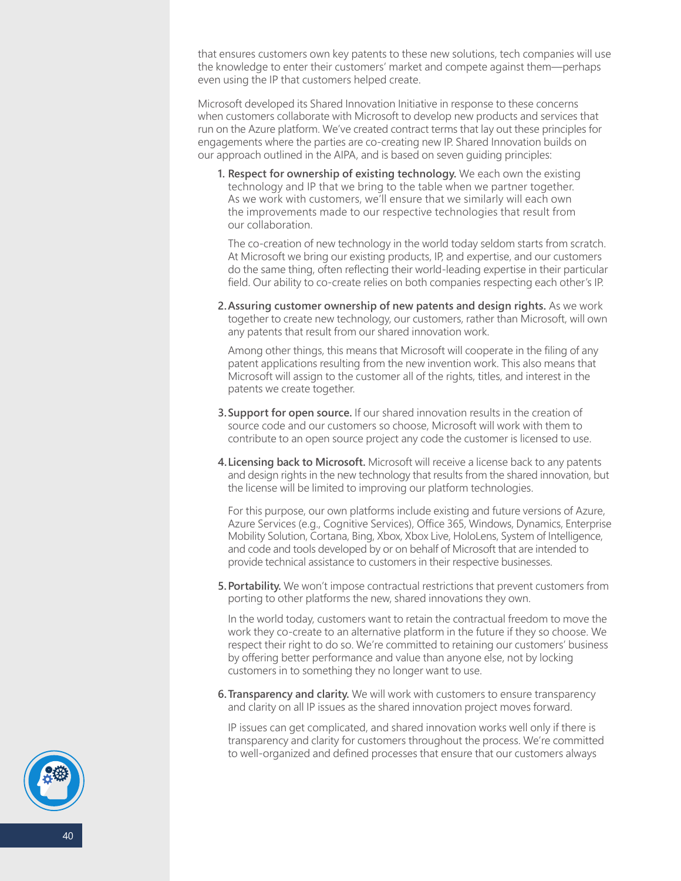that ensures customers own key patents to these new solutions, tech companies will use the knowledge to enter their customers' market and compete against them—perhaps even using the IP that customers helped create.

Microsoft developed its Shared Innovation Initiative in response to these concerns when customers collaborate with Microsoft to develop new products and services that run on the Azure platform. We've created contract terms that lay out these principles for engagements where the parties are co-creating new IP. Shared Innovation builds on our approach outlined in the AIPA, and is based on seven guiding principles:

1. **Respect for ownership of existing technology.** We each own the existing technology and IP that we bring to the table when we partner together. As we work with customers, we'll ensure that we similarly will each own the improvements made to our respective technologies that result from our collaboration.

   The co-creation of new technology in the world today seldom starts from scratch. At Microsoft we bring our existing products, IP, and expertise, and our customers do the same thing, often reflecting their world-leading expertise in their particular field. Our ability to co-create relies on both companies respecting each other's IP.

2. **Assuring customer ownership of new patents and design rights.** As we work together to create new technology, our customers, rather than Microsoft, will own any patents that result from our shared innovation work.

   Among other things, this means that Microsoft will cooperate in the filing of any patent applications resulting from the new invention work. This also means that Microsoft will assign to the customer all of the rights, titles, and interest in the patents we create together.

3. **Support for open source.** If our shared innovation results in the creation of source code and our customers so choose, Microsoft will work with them to contribute to an open source project any code the customer is licensed to use.

4. **Licensing back to Microsoft.** Microsoft will receive a license back to any patents and design rights in the new technology that results from the shared innovation, but the license will be limited to improving our platform technologies.

   For this purpose, our own platforms include existing and future versions of Azure, Azure Services (e.g., Cognitive Services), Office 365, Windows, Dynamics, Enterprise Mobility Solution, Cortana, Bing, Xbox, Xbox Live, HoloLens, System of Intelligence, and code and tools developed by or on behalf of Microsoft that are intended to provide technical assistance to customers in their respective businesses.

5. **Portability.** We won't impose contractual restrictions that prevent customers from porting to other platforms the new, shared innovations they own.

   In the world today, customers want to retain the contractual freedom to move the work they co-create to an alternative platform in the future if they so choose. We respect their right to do so. We're committed to retaining our customers' business by offering better performance and value than anyone else, not by locking customers in to something they no longer want to use.

6. **Transparency and clarity.** We will work with customers to ensure transparency and clarity on all IP issues as the shared innovation project moves forward.

   IP issues can get complicated, and shared innovation works well only if there is transparency and clarity for customers throughout the process. We're committed to well-organized and defined processes that ensure that our customers always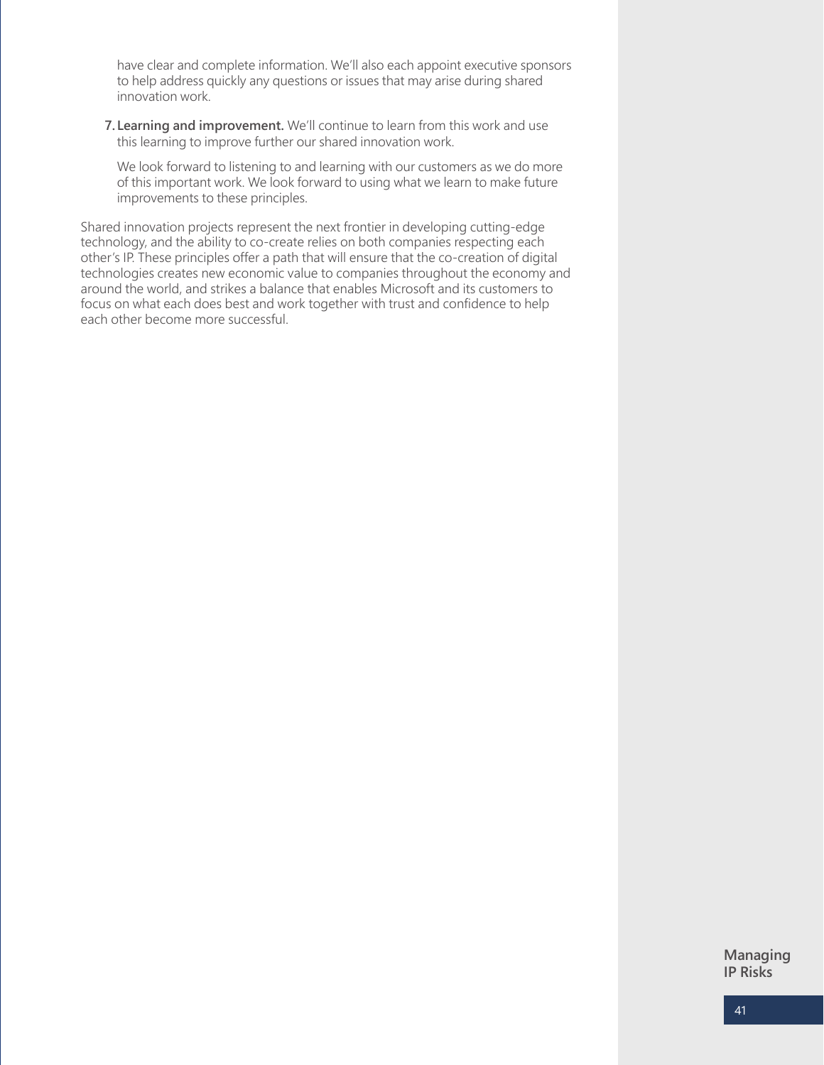have clear and complete information. We'll also each appoint executive sponsors to help address quickly any questions or issues that may arise during shared innovation work.

7. **Learning and improvement.** We'll continue to learn from this work and use this learning to improve further our shared innovation work.

   We look forward to listening to and learning with our customers as we do more of this important work. We look forward to using what we learn to make future improvements to these principles.

Shared innovation projects represent the next frontier in developing cutting-edge technology, and the ability to co-create relies on both companies respecting each other's IP. These principles offer a path that will ensure that the co-creation of digital technologies creates new economic value to companies throughout the economy and around the world, and strikes a balance that enables Microsoft and its customers to focus on what each does best and work together with trust and confidence to help each other become more successful.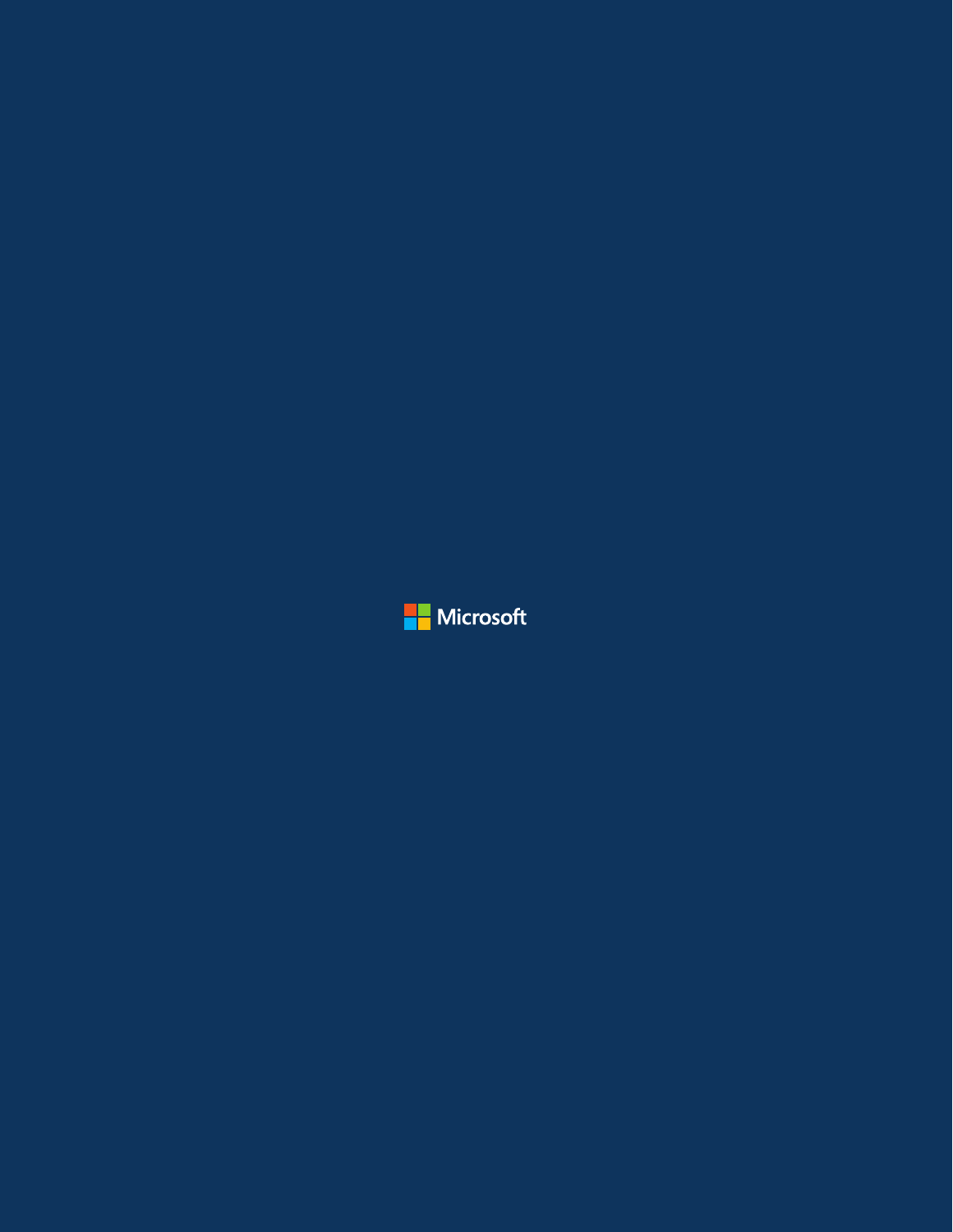Microsoft